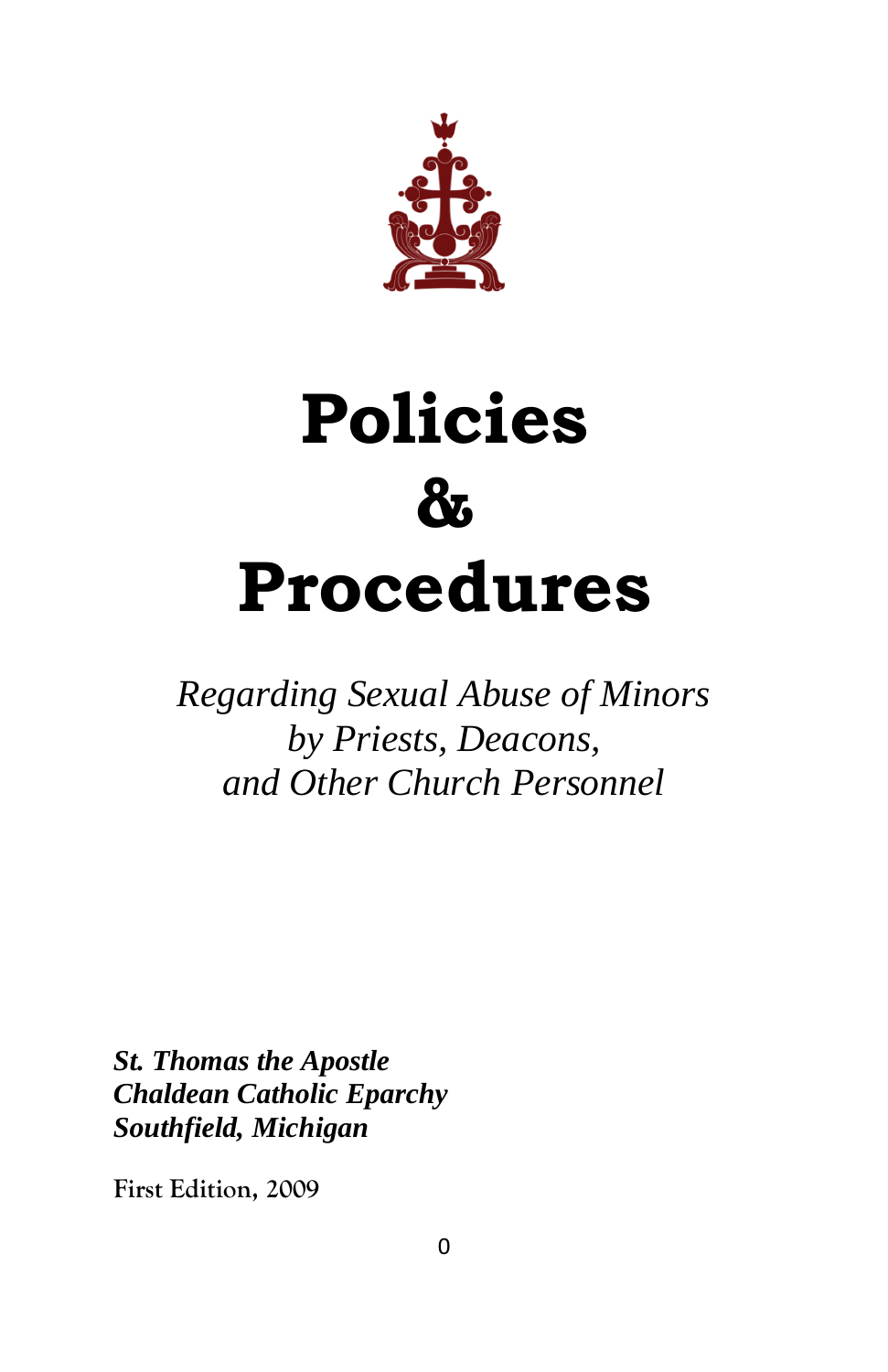# Policies
# &
# Procedures

*Regarding Sexual Abuse of Minors*
*by Priests, Deacons,*
*and Other Church Personnel*

***St. Thomas the Apostle***
***Chaldean Catholic Eparchy***
***Southfield, Michigan***

**First Edition, 2009**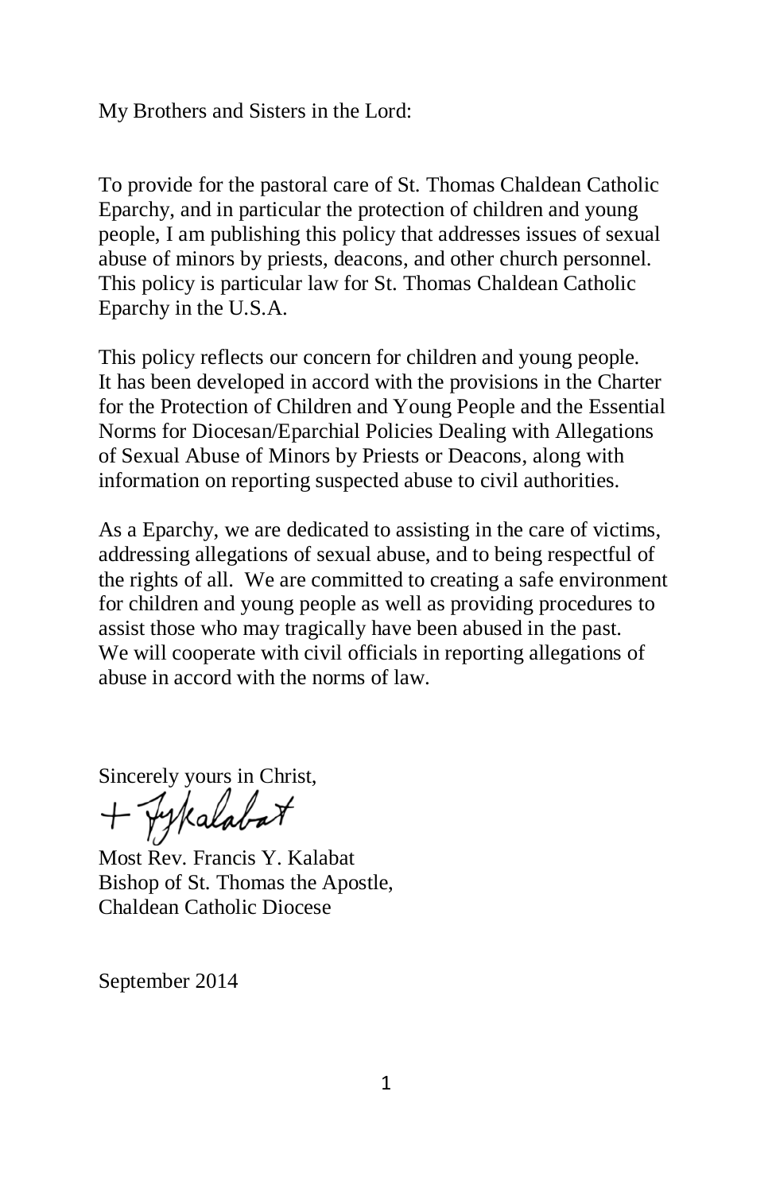My Brothers and Sisters in the Lord:

To provide for the pastoral care of St. Thomas Chaldean Catholic Eparchy, and in particular the protection of children and young people, I am publishing this policy that addresses issues of sexual abuse of minors by priests, deacons, and other church personnel. This policy is particular law for St. Thomas Chaldean Catholic Eparchy in the U.S.A.

This policy reflects our concern for children and young people. It has been developed in accord with the provisions in the Charter for the Protection of Children and Young People and the Essential Norms for Diocesan/Eparchial Policies Dealing with Allegations of Sexual Abuse of Minors by Priests or Deacons, along with information on reporting suspected abuse to civil authorities.

As a Eparchy, we are dedicated to assisting in the care of victims, addressing allegations of sexual abuse, and to being respectful of the rights of all. We are committed to creating a safe environment for children and young people as well as providing procedures to assist those who may tragically have been abused in the past. We will cooperate with civil officials in reporting allegations of abuse in accord with the norms of law.

Sincerely yours in Christ,

+ FYKalabat

Most Rev. Francis Y. Kalabat
Bishop of St. Thomas the Apostle,
Chaldean Catholic Diocese

September 2014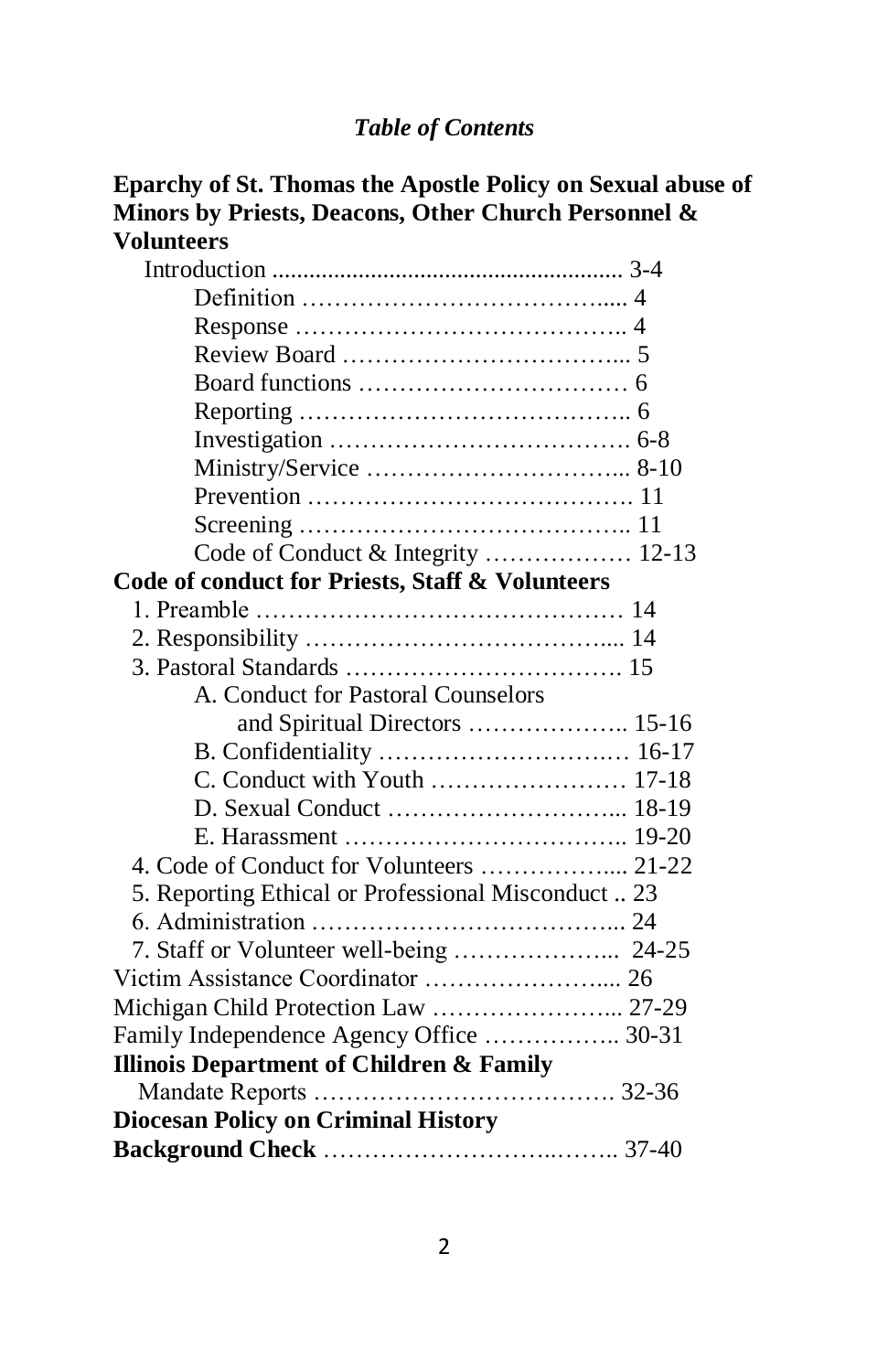*Table of Contents*

**Eparchy of St. Thomas the Apostle Policy on Sexual abuse of Minors by Priests, Deacons, Other Church Personnel & Volunteers**

- Introduction ........................................................ 3-4
  - Definition ………………………………..... 4
  - Response ………………………………….. 4
  - Review Board …………………………….... 5
  - Board functions …………………………… 6
  - Reporting ………………………………….. 6
  - Investigation ………………………………. 6-8
  - Ministry/Service …………………………... 8-10
  - Prevention …………………………………. 11
  - Screening ………………………………….. 11
  - Code of Conduct & Integrity ……………… 12-13

**Code of conduct for Priests, Staff & Volunteers**

1. Preamble ……………………………………… 14
2. Responsibility ……………………………….... 14
3. Pastoral Standards ……………………………. 15
   - A. Conduct for Pastoral Counselors and Spiritual Directors ……………….. 15-16
   - B. Confidentiality ………………………..… 16-17
   - C. Conduct with Youth …………………… 17-18
   - D. Sexual Conduct ……………………….... 18-19
   - E. Harassment …………………………….. 19-20
4. Code of Conduct for Volunteers …………….... 21-22
5. Reporting Ethical or Professional Misconduct .. 23
6. Administration ………………………………... 24
7. Staff or Volunteer well-being ………………...  24-25

Victim Assistance Coordinator …………………..... 26

Michigan Child Protection Law …………………... 27-29

Family Independence Agency Office …………….. 30-31

**Illinois Department of Children & Family**

Mandate Reports ………………………………. 32-36

**Diocesan Policy on Criminal History**

**Background Check** ……………………..…….. 37-40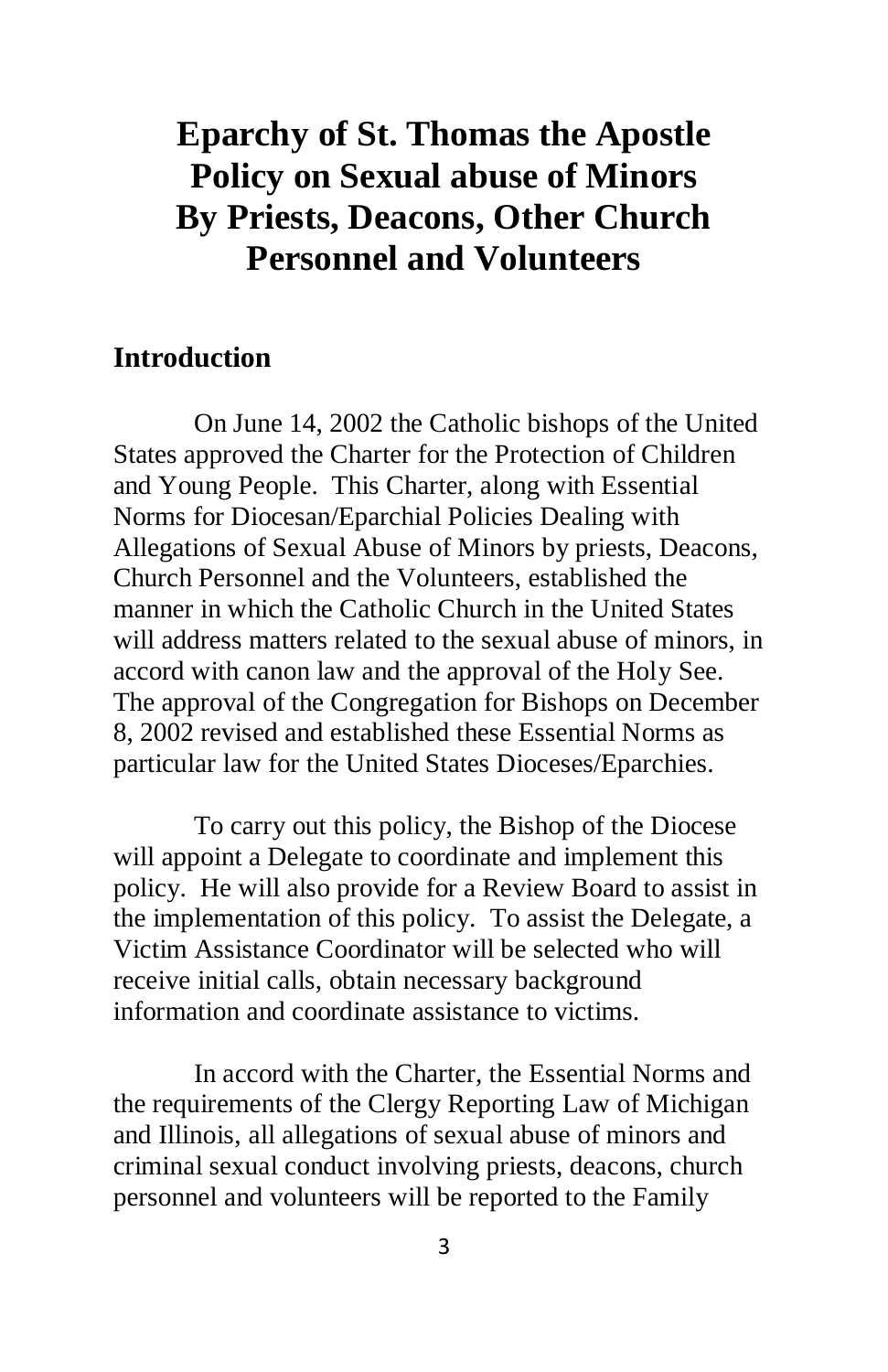# Eparchy of St. Thomas the Apostle Policy on Sexual abuse of Minors By Priests, Deacons, Other Church Personnel and Volunteers

## Introduction

On June 14, 2002 the Catholic bishops of the United States approved the Charter for the Protection of Children and Young People. This Charter, along with Essential Norms for Diocesan/Eparchial Policies Dealing with Allegations of Sexual Abuse of Minors by priests, Deacons, Church Personnel and the Volunteers, established the manner in which the Catholic Church in the United States will address matters related to the sexual abuse of minors, in accord with canon law and the approval of the Holy See. The approval of the Congregation for Bishops on December 8, 2002 revised and established these Essential Norms as particular law for the United States Dioceses/Eparchies.

To carry out this policy, the Bishop of the Diocese will appoint a Delegate to coordinate and implement this policy. He will also provide for a Review Board to assist in the implementation of this policy. To assist the Delegate, a Victim Assistance Coordinator will be selected who will receive initial calls, obtain necessary background information and coordinate assistance to victims.

In accord with the Charter, the Essential Norms and the requirements of the Clergy Reporting Law of Michigan and Illinois, all allegations of sexual abuse of minors and criminal sexual conduct involving priests, deacons, church personnel and volunteers will be reported to the Family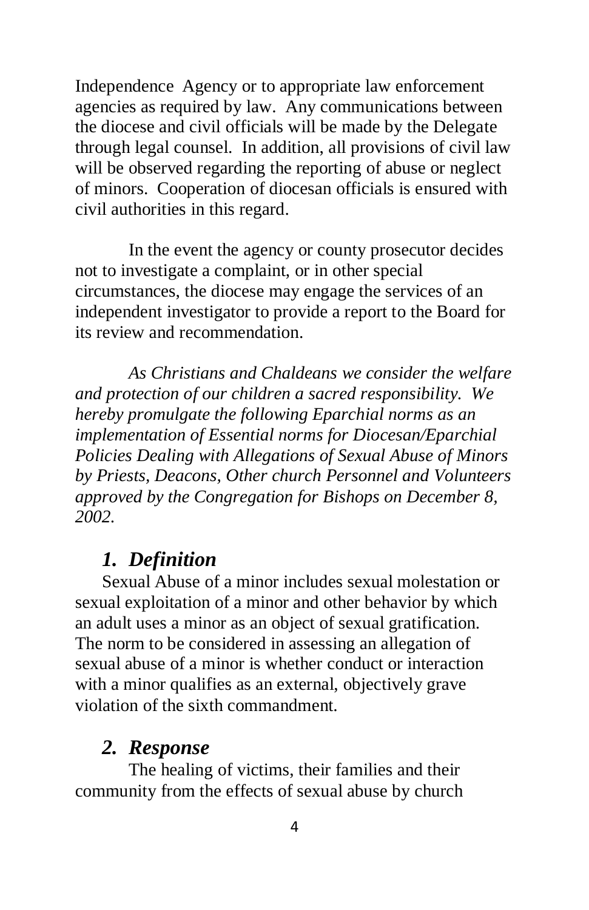Independence Agency or to appropriate law enforcement agencies as required by law. Any communications between the diocese and civil officials will be made by the Delegate through legal counsel. In addition, all provisions of civil law will be observed regarding the reporting of abuse or neglect of minors. Cooperation of diocesan officials is ensured with civil authorities in this regard.

In the event the agency or county prosecutor decides not to investigate a complaint, or in other special circumstances, the diocese may engage the services of an independent investigator to provide a report to the Board for its review and recommendation.

*As Christians and Chaldeans we consider the welfare and protection of our children a sacred responsibility. We hereby promulgate the following Eparchial norms as an implementation of Essential norms for Diocesan/Eparchial Policies Dealing with Allegations of Sexual Abuse of Minors by Priests, Deacons, Other church Personnel and Volunteers approved by the Congregation for Bishops on December 8, 2002.*

## *1. Definition*

Sexual Abuse of a minor includes sexual molestation or sexual exploitation of a minor and other behavior by which an adult uses a minor as an object of sexual gratification. The norm to be considered in assessing an allegation of sexual abuse of a minor is whether conduct or interaction with a minor qualifies as an external, objectively grave violation of the sixth commandment.

## *2. Response*

The healing of victims, their families and their community from the effects of sexual abuse by church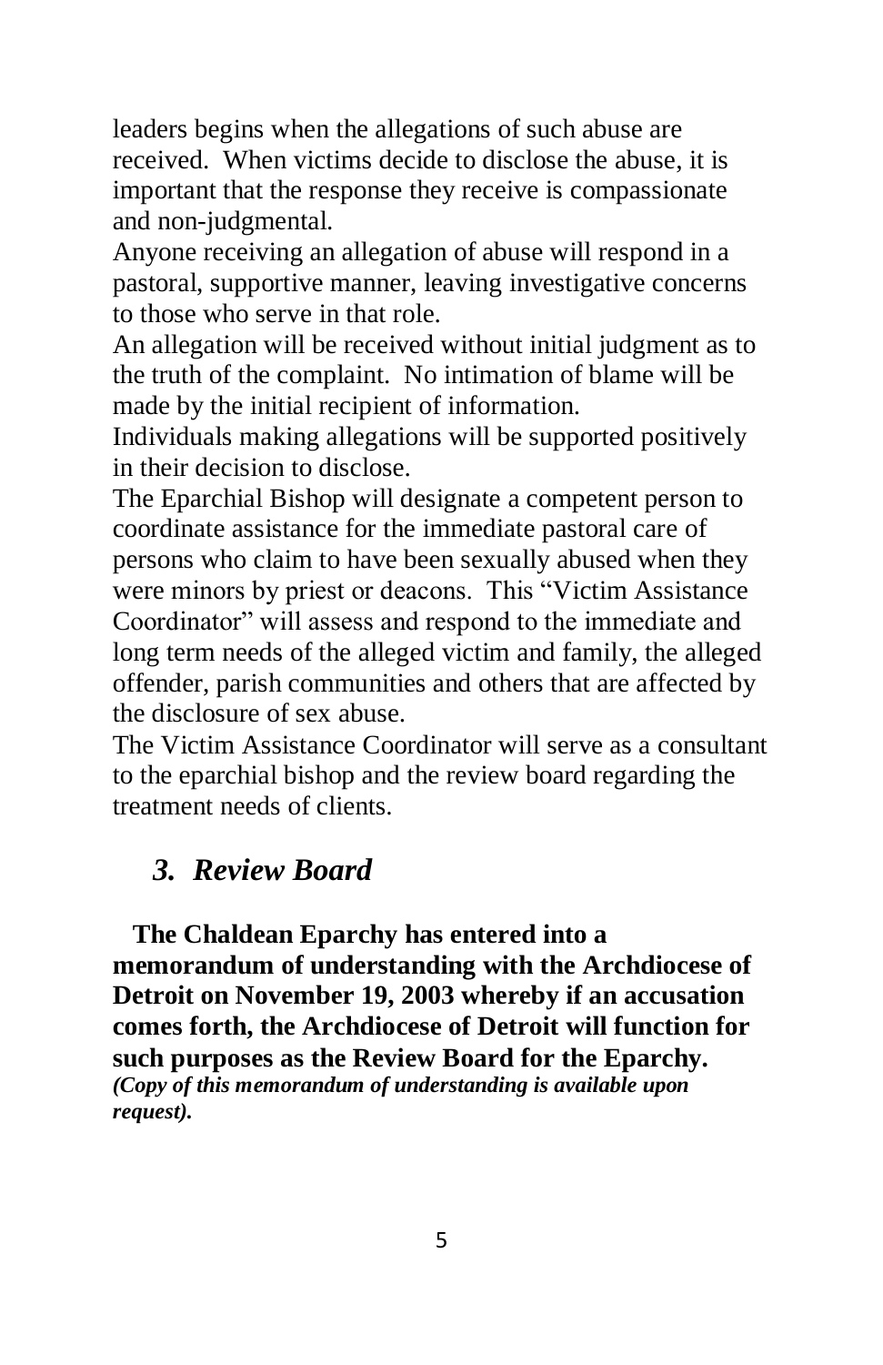leaders begins when the allegations of such abuse are received. When victims decide to disclose the abuse, it is important that the response they receive is compassionate and non-judgmental.

Anyone receiving an allegation of abuse will respond in a pastoral, supportive manner, leaving investigative concerns to those who serve in that role.

An allegation will be received without initial judgment as to the truth of the complaint. No intimation of blame will be made by the initial recipient of information.

Individuals making allegations will be supported positively in their decision to disclose.

The Eparchial Bishop will designate a competent person to coordinate assistance for the immediate pastoral care of persons who claim to have been sexually abused when they were minors by priest or deacons. This "Victim Assistance Coordinator" will assess and respond to the immediate and long term needs of the alleged victim and family, the alleged offender, parish communities and others that are affected by the disclosure of sex abuse.

The Victim Assistance Coordinator will serve as a consultant to the eparchial bishop and the review board regarding the treatment needs of clients.

## *3. Review Board*

**The Chaldean Eparchy has entered into a memorandum of understanding with the Archdiocese of Detroit on November 19, 2003 whereby if an accusation comes forth, the Archdiocese of Detroit will function for such purposes as the Review Board for the Eparchy.** ***(Copy of this memorandum of understanding is available upon request).***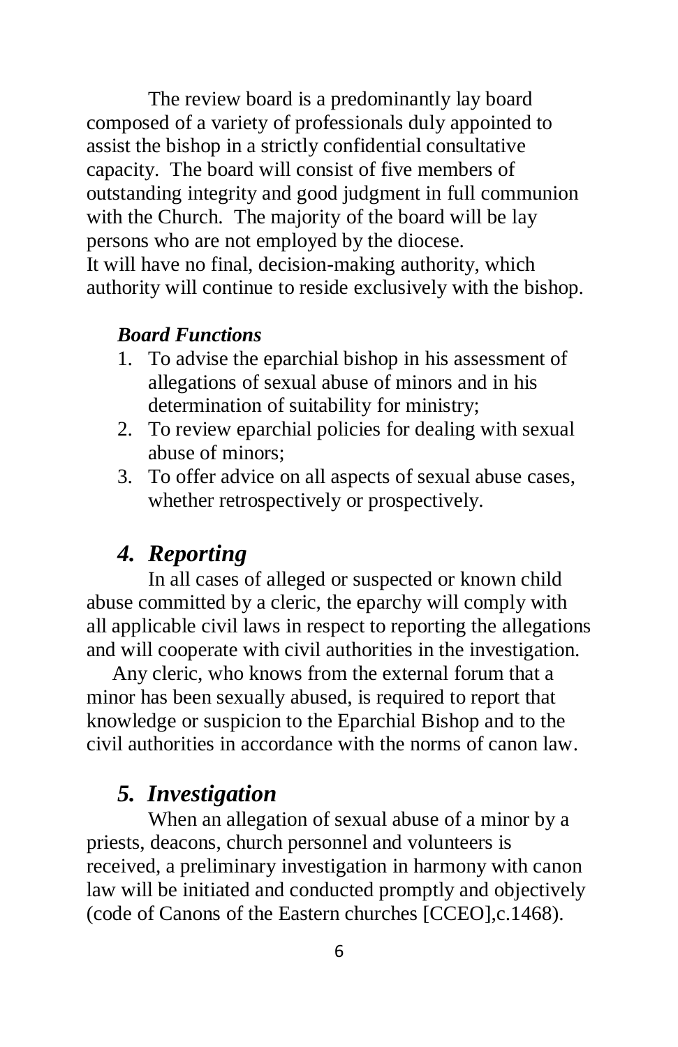The review board is a predominantly lay board composed of a variety of professionals duly appointed to assist the bishop in a strictly confidential consultative capacity. The board will consist of five members of outstanding integrity and good judgment in full communion with the Church. The majority of the board will be lay persons who are not employed by the diocese.
It will have no final, decision-making authority, which authority will continue to reside exclusively with the bishop.

***Board Functions***

1. To advise the eparchial bishop in his assessment of allegations of sexual abuse of minors and in his determination of suitability for ministry;
2. To review eparchial policies for dealing with sexual abuse of minors;
3. To offer advice on all aspects of sexual abuse cases, whether retrospectively or prospectively.

## *4. Reporting*

In all cases of alleged or suspected or known child abuse committed by a cleric, the eparchy will comply with all applicable civil laws in respect to reporting the allegations and will cooperate with civil authorities in the investigation.

Any cleric, who knows from the external forum that a minor has been sexually abused, is required to report that knowledge or suspicion to the Eparchial Bishop and to the civil authorities in accordance with the norms of canon law.

## *5. Investigation*

When an allegation of sexual abuse of a minor by a priests, deacons, church personnel and volunteers is received, a preliminary investigation in harmony with canon law will be initiated and conducted promptly and objectively (code of Canons of the Eastern churches [CCEO],c.1468).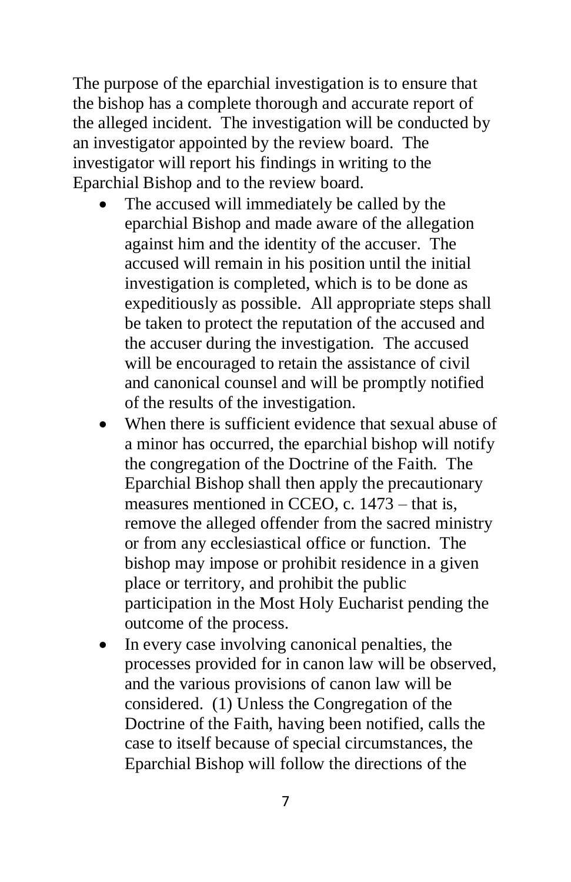The purpose of the eparchial investigation is to ensure that the bishop has a complete thorough and accurate report of the alleged incident. The investigation will be conducted by an investigator appointed by the review board. The investigator will report his findings in writing to the Eparchial Bishop and to the review board.

- The accused will immediately be called by the eparchial Bishop and made aware of the allegation against him and the identity of the accuser. The accused will remain in his position until the initial investigation is completed, which is to be done as expeditiously as possible. All appropriate steps shall be taken to protect the reputation of the accused and the accuser during the investigation. The accused will be encouraged to retain the assistance of civil and canonical counsel and will be promptly notified of the results of the investigation.
- When there is sufficient evidence that sexual abuse of a minor has occurred, the eparchial bishop will notify the congregation of the Doctrine of the Faith. The Eparchial Bishop shall then apply the precautionary measures mentioned in CCEO, c. 1473 – that is, remove the alleged offender from the sacred ministry or from any ecclesiastical office or function. The bishop may impose or prohibit residence in a given place or territory, and prohibit the public participation in the Most Holy Eucharist pending the outcome of the process.
- In every case involving canonical penalties, the processes provided for in canon law will be observed, and the various provisions of canon law will be considered. (1) Unless the Congregation of the Doctrine of the Faith, having been notified, calls the case to itself because of special circumstances, the Eparchial Bishop will follow the directions of the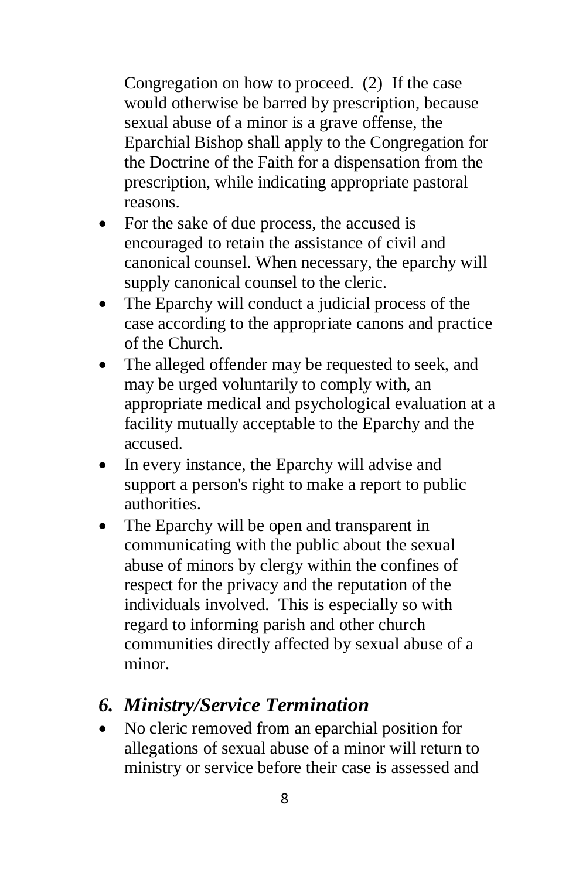Congregation on how to proceed. (2) If the case would otherwise be barred by prescription, because sexual abuse of a minor is a grave offense, the Eparchial Bishop shall apply to the Congregation for the Doctrine of the Faith for a dispensation from the prescription, while indicating appropriate pastoral reasons.

- For the sake of due process, the accused is encouraged to retain the assistance of civil and canonical counsel. When necessary, the eparchy will supply canonical counsel to the cleric.
- The Eparchy will conduct a judicial process of the case according to the appropriate canons and practice of the Church.
- The alleged offender may be requested to seek, and may be urged voluntarily to comply with, an appropriate medical and psychological evaluation at a facility mutually acceptable to the Eparchy and the accused.
- In every instance, the Eparchy will advise and support a person's right to make a report to public authorities.
- The Eparchy will be open and transparent in communicating with the public about the sexual abuse of minors by clergy within the confines of respect for the privacy and the reputation of the individuals involved. This is especially so with regard to informing parish and other church communities directly affected by sexual abuse of a minor.

## *6. Ministry/Service Termination*

- No cleric removed from an eparchial position for allegations of sexual abuse of a minor will return to ministry or service before their case is assessed and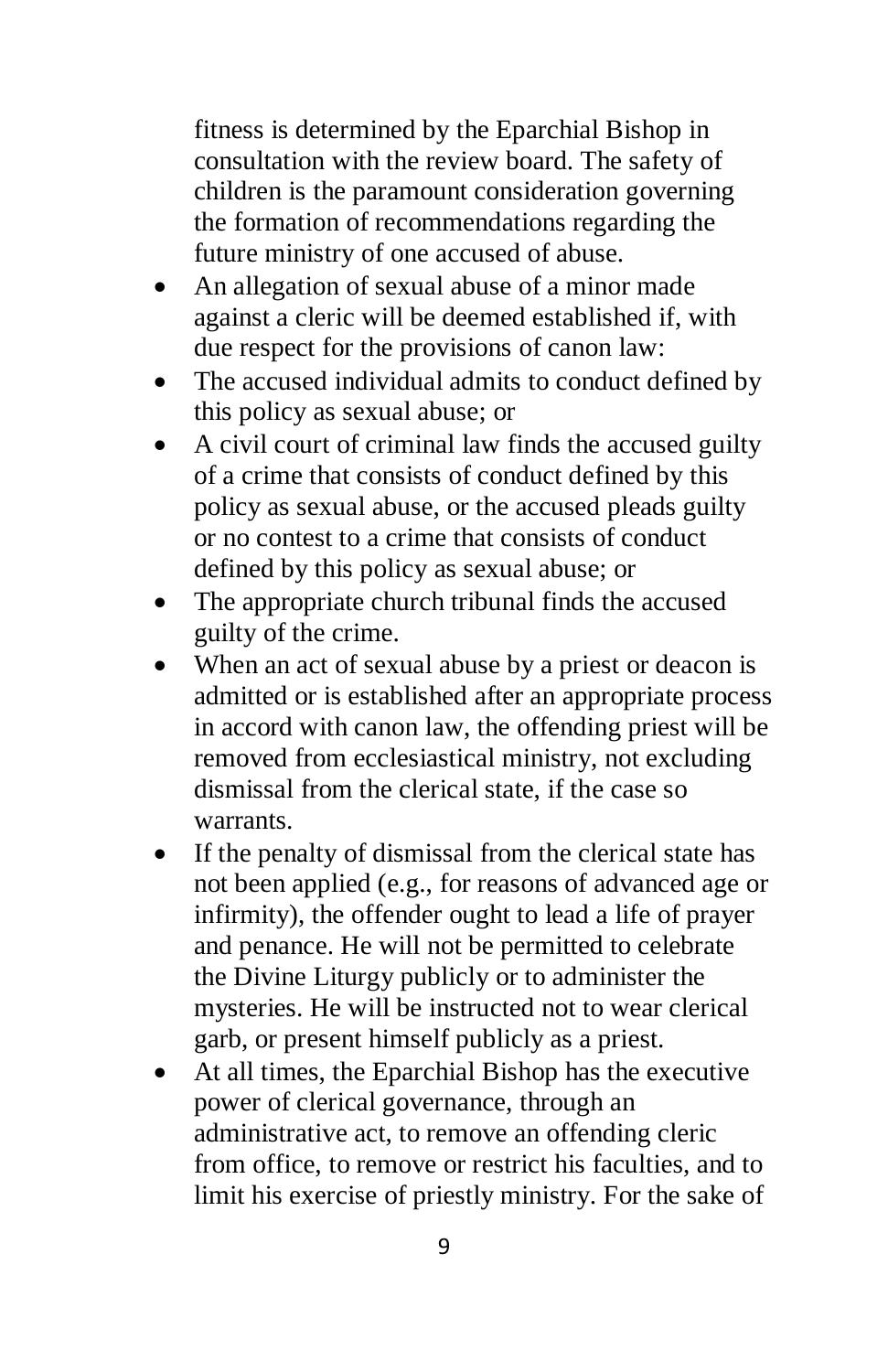fitness is determined by the Eparchial Bishop in consultation with the review board. The safety of children is the paramount consideration governing the formation of recommendations regarding the future ministry of one accused of abuse.

- An allegation of sexual abuse of a minor made against a cleric will be deemed established if, with due respect for the provisions of canon law:
- The accused individual admits to conduct defined by this policy as sexual abuse; or
- A civil court of criminal law finds the accused guilty of a crime that consists of conduct defined by this policy as sexual abuse, or the accused pleads guilty or no contest to a crime that consists of conduct defined by this policy as sexual abuse; or
- The appropriate church tribunal finds the accused guilty of the crime.
- When an act of sexual abuse by a priest or deacon is admitted or is established after an appropriate process in accord with canon law, the offending priest will be removed from ecclesiastical ministry, not excluding dismissal from the clerical state, if the case so warrants.
- If the penalty of dismissal from the clerical state has not been applied (e.g., for reasons of advanced age or infirmity), the offender ought to lead a life of prayer and penance. He will not be permitted to celebrate the Divine Liturgy publicly or to administer the mysteries. He will be instructed not to wear clerical garb, or present himself publicly as a priest.
- At all times, the Eparchial Bishop has the executive power of clerical governance, through an administrative act, to remove an offending cleric from office, to remove or restrict his faculties, and to limit his exercise of priestly ministry. For the sake of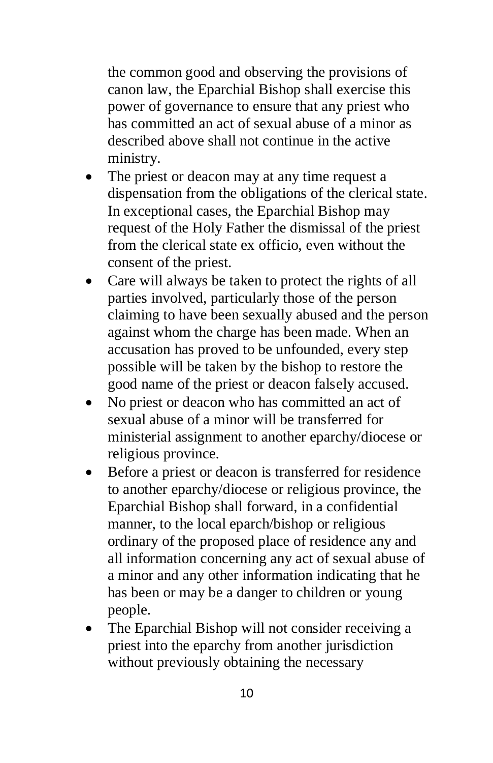the common good and observing the provisions of canon law, the Eparchial Bishop shall exercise this power of governance to ensure that any priest who has committed an act of sexual abuse of a minor as described above shall not continue in the active ministry.

- The priest or deacon may at any time request a dispensation from the obligations of the clerical state. In exceptional cases, the Eparchial Bishop may request of the Holy Father the dismissal of the priest from the clerical state ex officio, even without the consent of the priest.
- Care will always be taken to protect the rights of all parties involved, particularly those of the person claiming to have been sexually abused and the person against whom the charge has been made. When an accusation has proved to be unfounded, every step possible will be taken by the bishop to restore the good name of the priest or deacon falsely accused.
- No priest or deacon who has committed an act of sexual abuse of a minor will be transferred for ministerial assignment to another eparchy/diocese or religious province.
- Before a priest or deacon is transferred for residence to another eparchy/diocese or religious province, the Eparchial Bishop shall forward, in a confidential manner, to the local eparch/bishop or religious ordinary of the proposed place of residence any and all information concerning any act of sexual abuse of a minor and any other information indicating that he has been or may be a danger to children or young people.
- The Eparchial Bishop will not consider receiving a priest into the eparchy from another jurisdiction without previously obtaining the necessary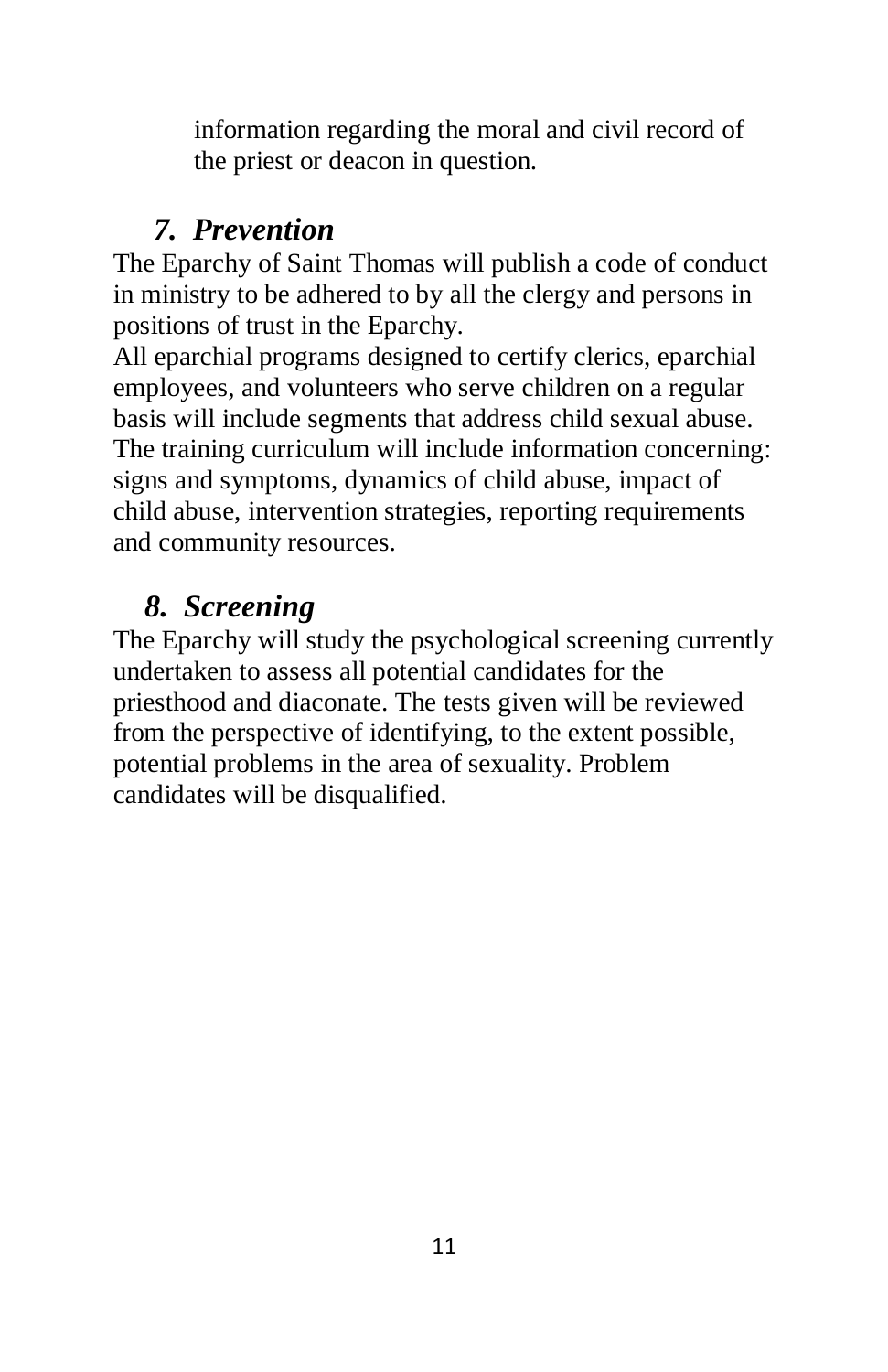information regarding the moral and civil record of the priest or deacon in question.

## *7. Prevention*

The Eparchy of Saint Thomas will publish a code of conduct in ministry to be adhered to by all the clergy and persons in positions of trust in the Eparchy.

All eparchial programs designed to certify clerics, eparchial employees, and volunteers who serve children on a regular basis will include segments that address child sexual abuse. The training curriculum will include information concerning: signs and symptoms, dynamics of child abuse, impact of child abuse, intervention strategies, reporting requirements and community resources.

## *8. Screening*

The Eparchy will study the psychological screening currently undertaken to assess all potential candidates for the priesthood and diaconate. The tests given will be reviewed from the perspective of identifying, to the extent possible, potential problems in the area of sexuality. Problem candidates will be disqualified.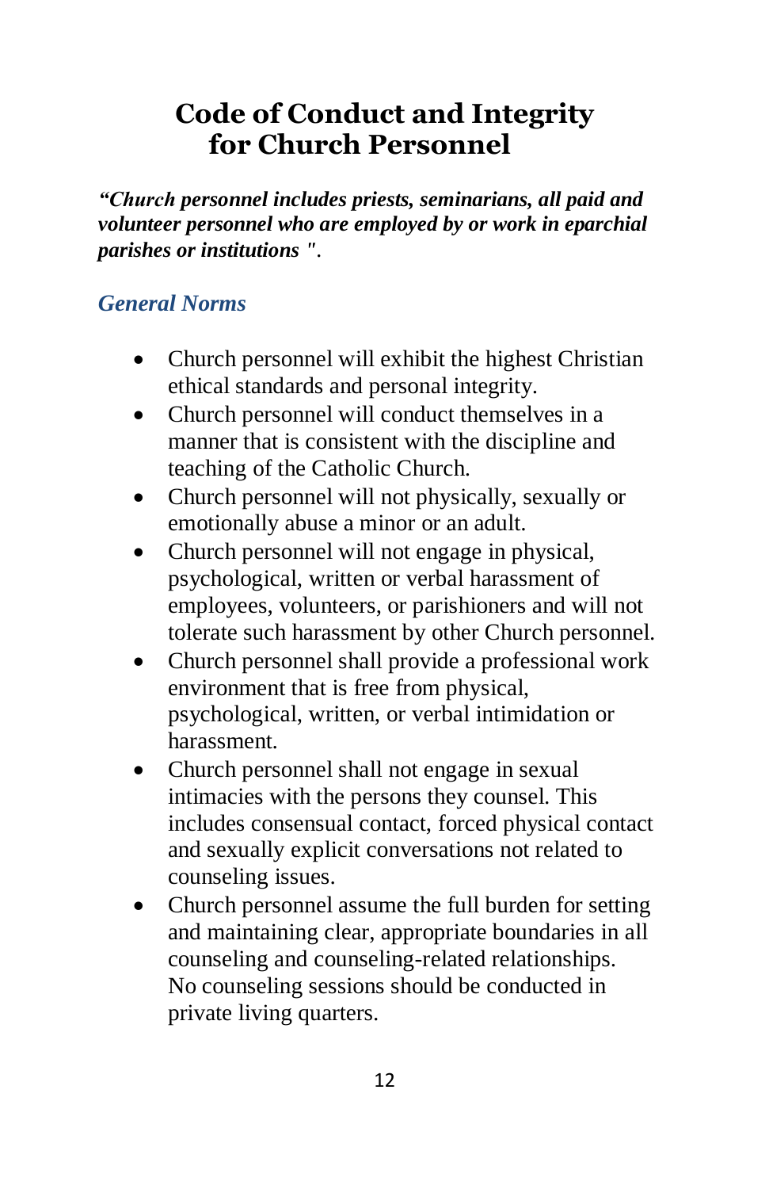# Code of Conduct and Integrity for Church Personnel

***"Church personnel includes priests, seminarians, all paid and volunteer personnel who are employed by or work in eparchial parishes or institutions "*.**

## *General Norms*

- Church personnel will exhibit the highest Christian ethical standards and personal integrity.
- Church personnel will conduct themselves in a manner that is consistent with the discipline and teaching of the Catholic Church.
- Church personnel will not physically, sexually or emotionally abuse a minor or an adult.
- Church personnel will not engage in physical, psychological, written or verbal harassment of employees, volunteers, or parishioners and will not tolerate such harassment by other Church personnel.
- Church personnel shall provide a professional work environment that is free from physical, psychological, written, or verbal intimidation or harassment.
- Church personnel shall not engage in sexual intimacies with the persons they counsel. This includes consensual contact, forced physical contact and sexually explicit conversations not related to counseling issues.
- Church personnel assume the full burden for setting and maintaining clear, appropriate boundaries in all counseling and counseling-related relationships. No counseling sessions should be conducted in private living quarters.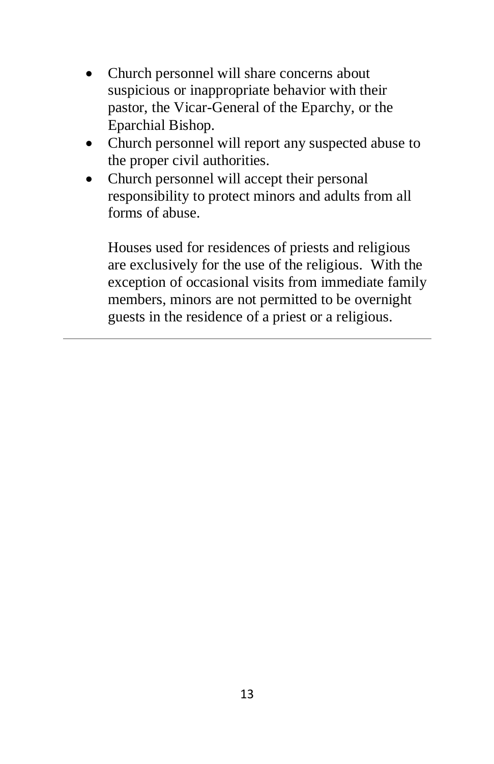- Church personnel will share concerns about suspicious or inappropriate behavior with their pastor, the Vicar-General of the Eparchy, or the Eparchial Bishop.
- Church personnel will report any suspected abuse to the proper civil authorities.
- Church personnel will accept their personal responsibility to protect minors and adults from all forms of abuse.

  Houses used for residences of priests and religious are exclusively for the use of the religious. With the exception of occasional visits from immediate family members, minors are not permitted to be overnight guests in the residence of a priest or a religious.

---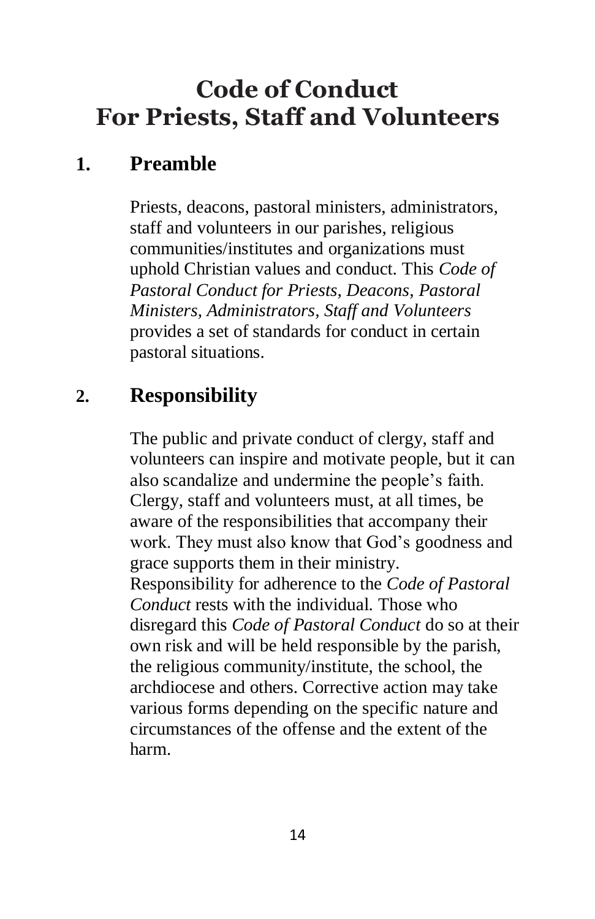# Code of Conduct
# For Priests, Staff and Volunteers

## 1. Preamble

Priests, deacons, pastoral ministers, administrators, staff and volunteers in our parishes, religious communities/institutes and organizations must uphold Christian values and conduct. This *Code of Pastoral Conduct for Priests, Deacons, Pastoral Ministers, Administrators, Staff and Volunteers* provides a set of standards for conduct in certain pastoral situations.

## 2. Responsibility

The public and private conduct of clergy, staff and volunteers can inspire and motivate people, but it can also scandalize and undermine the people's faith. Clergy, staff and volunteers must, at all times, be aware of the responsibilities that accompany their work. They must also know that God's goodness and grace supports them in their ministry. Responsibility for adherence to the *Code of Pastoral Conduct* rests with the individual. Those who disregard this *Code of Pastoral Conduct* do so at their own risk and will be held responsible by the parish, the religious community/institute, the school, the archdiocese and others. Corrective action may take various forms depending on the specific nature and circumstances of the offense and the extent of the harm.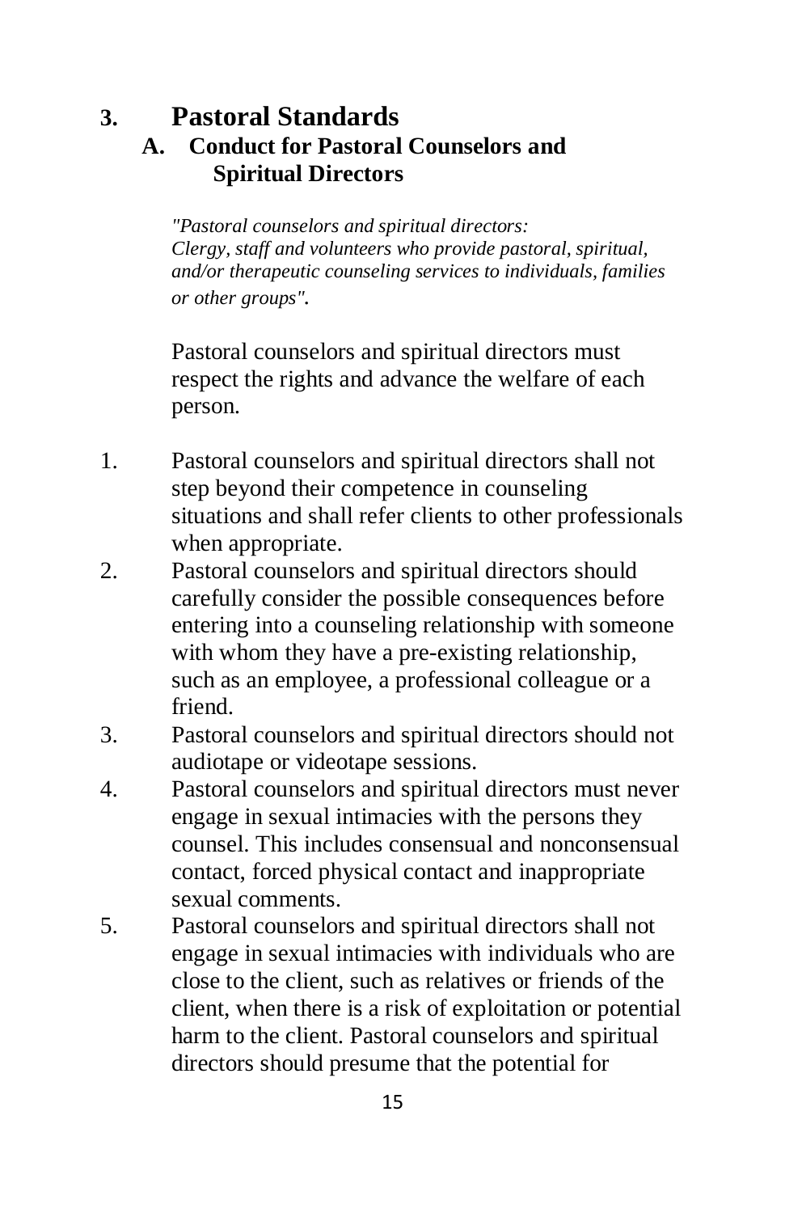# 3. Pastoral Standards

## A. Conduct for Pastoral Counselors and Spiritual Directors

*"Pastoral counselors and spiritual directors: Clergy, staff and volunteers who provide pastoral, spiritual, and/or therapeutic counseling services to individuals, families or other groups".*

Pastoral counselors and spiritual directors must respect the rights and advance the welfare of each person.

1. Pastoral counselors and spiritual directors shall not step beyond their competence in counseling situations and shall refer clients to other professionals when appropriate.
2. Pastoral counselors and spiritual directors should carefully consider the possible consequences before entering into a counseling relationship with someone with whom they have a pre-existing relationship, such as an employee, a professional colleague or a friend.
3. Pastoral counselors and spiritual directors should not audiotape or videotape sessions.
4. Pastoral counselors and spiritual directors must never engage in sexual intimacies with the persons they counsel. This includes consensual and nonconsensual contact, forced physical contact and inappropriate sexual comments.
5. Pastoral counselors and spiritual directors shall not engage in sexual intimacies with individuals who are close to the client, such as relatives or friends of the client, when there is a risk of exploitation or potential harm to the client. Pastoral counselors and spiritual directors should presume that the potential for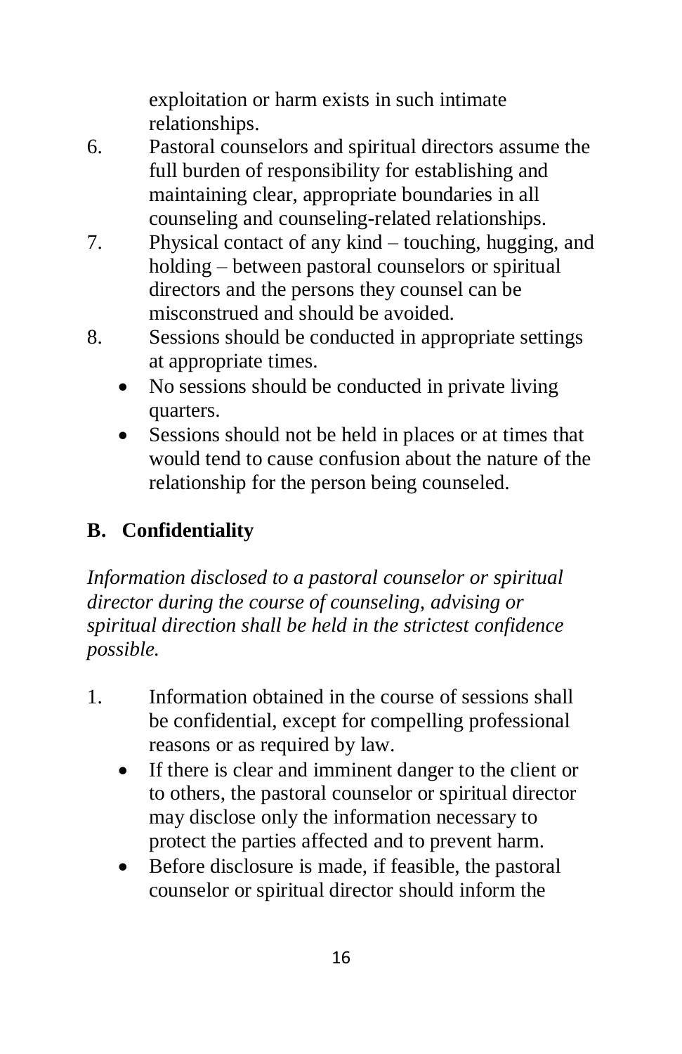exploitation or harm exists in such intimate relationships.

6. Pastoral counselors and spiritual directors assume the full burden of responsibility for establishing and maintaining clear, appropriate boundaries in all counseling and counseling-related relationships.
7. Physical contact of any kind – touching, hugging, and holding – between pastoral counselors or spiritual directors and the persons they counsel can be misconstrued and should be avoided.
8. Sessions should be conducted in appropriate settings at appropriate times.
   - No sessions should be conducted in private living quarters.
   - Sessions should not be held in places or at times that would tend to cause confusion about the nature of the relationship for the person being counseled.

## B. Confidentiality

*Information disclosed to a pastoral counselor or spiritual director during the course of counseling, advising or spiritual direction shall be held in the strictest confidence possible.*

1. Information obtained in the course of sessions shall be confidential, except for compelling professional reasons or as required by law.
   - If there is clear and imminent danger to the client or to others, the pastoral counselor or spiritual director may disclose only the information necessary to protect the parties affected and to prevent harm.
   - Before disclosure is made, if feasible, the pastoral counselor or spiritual director should inform the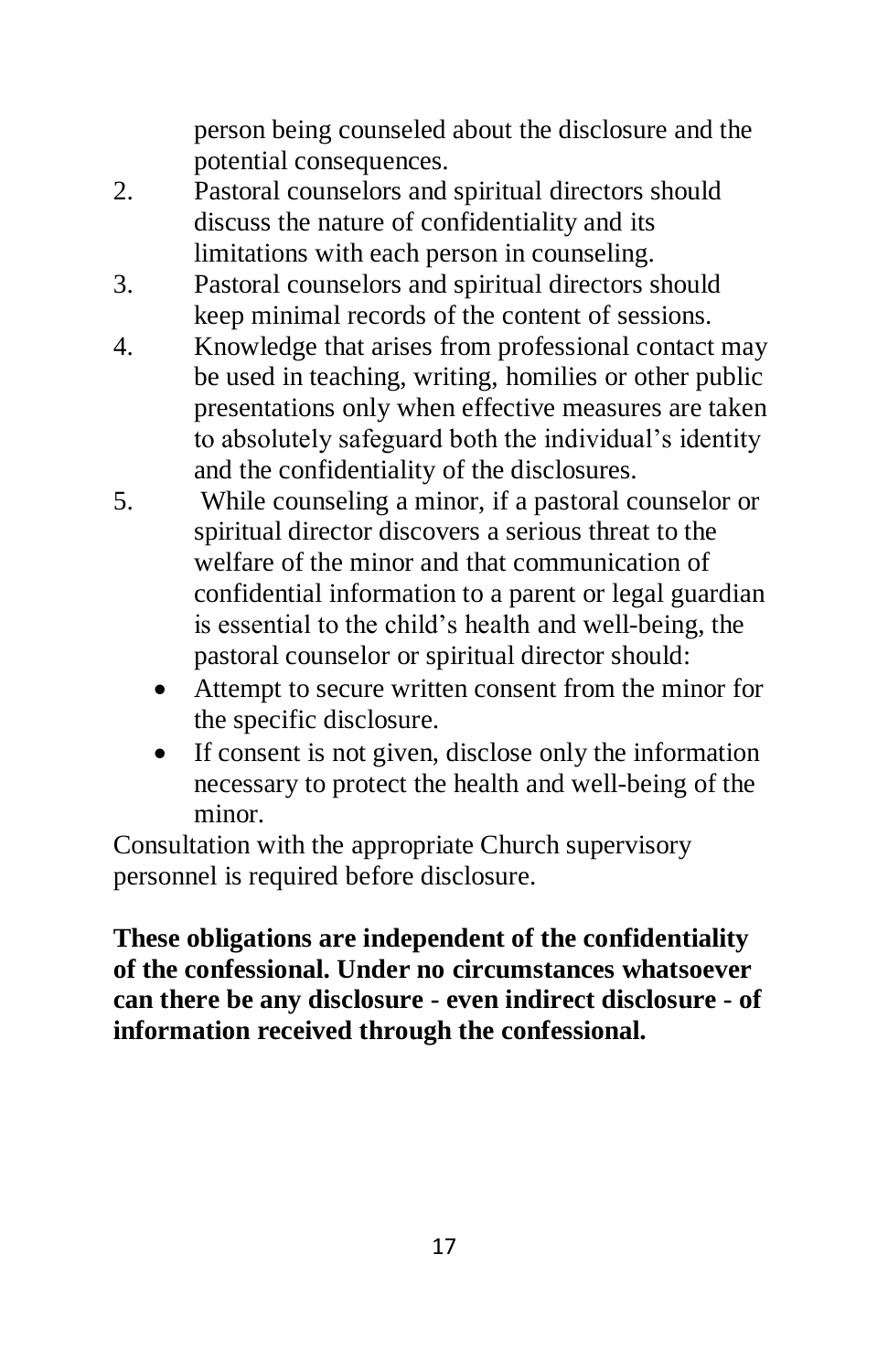person being counseled about the disclosure and the potential consequences.

2. Pastoral counselors and spiritual directors should discuss the nature of confidentiality and its limitations with each person in counseling.
3. Pastoral counselors and spiritual directors should keep minimal records of the content of sessions.
4. Knowledge that arises from professional contact may be used in teaching, writing, homilies or other public presentations only when effective measures are taken to absolutely safeguard both the individual's identity and the confidentiality of the disclosures.
5. While counseling a minor, if a pastoral counselor or spiritual director discovers a serious threat to the welfare of the minor and that communication of confidential information to a parent or legal guardian is essential to the child's health and well-being, the pastoral counselor or spiritual director should:
   - Attempt to secure written consent from the minor for the specific disclosure.
   - If consent is not given, disclose only the information necessary to protect the health and well-being of the minor.

Consultation with the appropriate Church supervisory personnel is required before disclosure.

**These obligations are independent of the confidentiality of the confessional. Under no circumstances whatsoever can there be any disclosure - even indirect disclosure - of information received through the confessional.**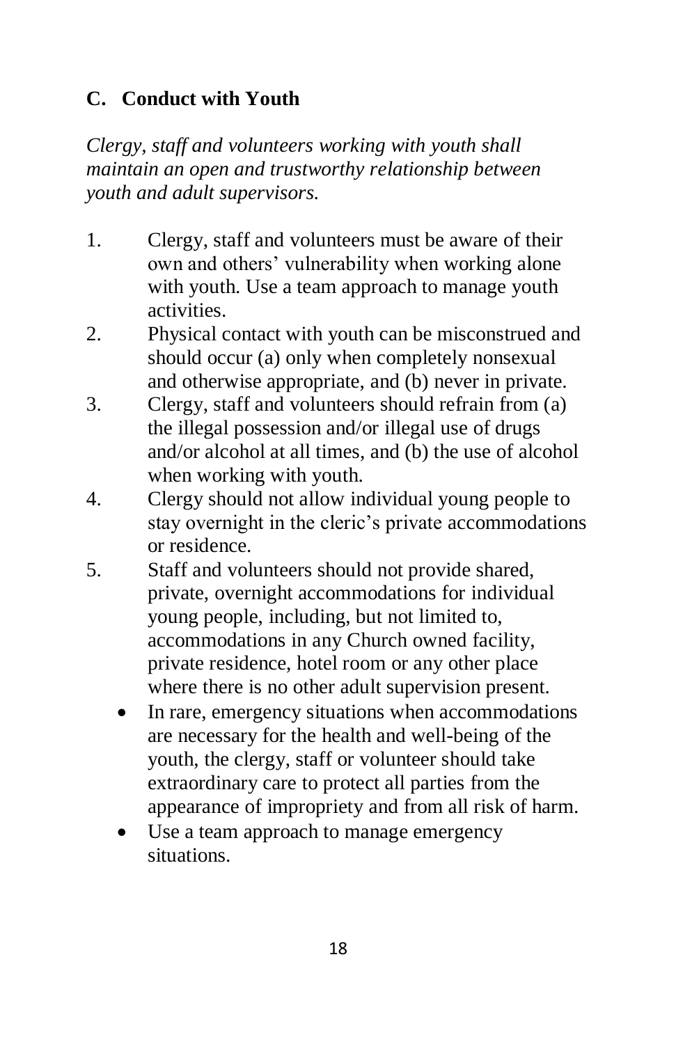## C. Conduct with Youth

*Clergy, staff and volunteers working with youth shall maintain an open and trustworthy relationship between youth and adult supervisors.*

1. Clergy, staff and volunteers must be aware of their own and others' vulnerability when working alone with youth. Use a team approach to manage youth activities.
2. Physical contact with youth can be misconstrued and should occur (a) only when completely nonsexual and otherwise appropriate, and (b) never in private.
3. Clergy, staff and volunteers should refrain from (a) the illegal possession and/or illegal use of drugs and/or alcohol at all times, and (b) the use of alcohol when working with youth.
4. Clergy should not allow individual young people to stay overnight in the cleric's private accommodations or residence.
5. Staff and volunteers should not provide shared, private, overnight accommodations for individual young people, including, but not limited to, accommodations in any Church owned facility, private residence, hotel room or any other place where there is no other adult supervision present.
   - In rare, emergency situations when accommodations are necessary for the health and well-being of the youth, the clergy, staff or volunteer should take extraordinary care to protect all parties from the appearance of impropriety and from all risk of harm.
   - Use a team approach to manage emergency situations.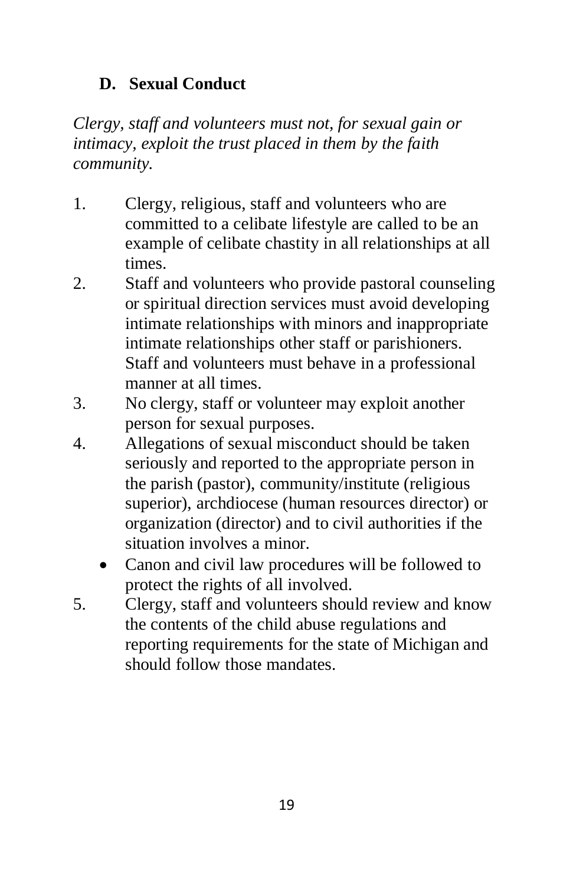### D. Sexual Conduct

*Clergy, staff and volunteers must not, for sexual gain or intimacy, exploit the trust placed in them by the faith community.*

1. Clergy, religious, staff and volunteers who are committed to a celibate lifestyle are called to be an example of celibate chastity in all relationships at all times.
2. Staff and volunteers who provide pastoral counseling or spiritual direction services must avoid developing intimate relationships with minors and inappropriate intimate relationships other staff or parishioners. Staff and volunteers must behave in a professional manner at all times.
3. No clergy, staff or volunteer may exploit another person for sexual purposes.
4. Allegations of sexual misconduct should be taken seriously and reported to the appropriate person in the parish (pastor), community/institute (religious superior), archdiocese (human resources director) or organization (director) and to civil authorities if the situation involves a minor.
   - Canon and civil law procedures will be followed to protect the rights of all involved.
5. Clergy, staff and volunteers should review and know the contents of the child abuse regulations and reporting requirements for the state of Michigan and should follow those mandates.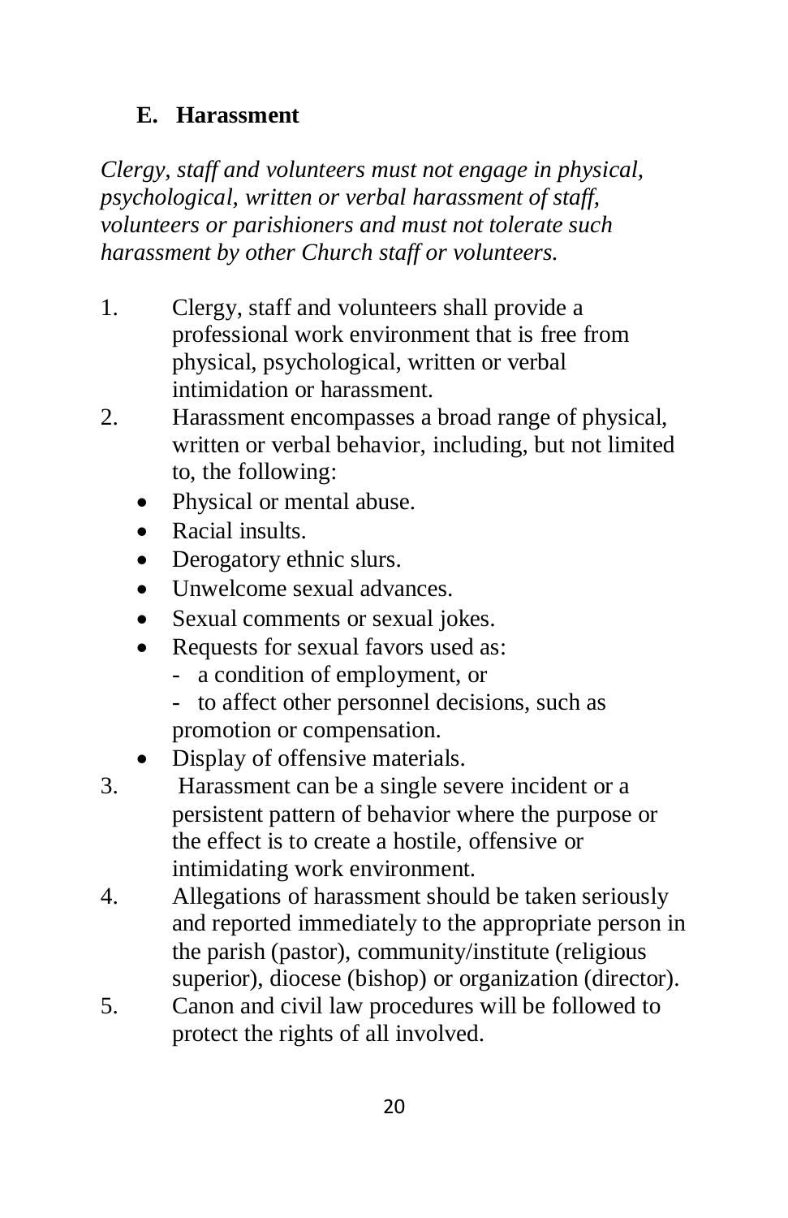## E. Harassment

*Clergy, staff and volunteers must not engage in physical, psychological, written or verbal harassment of staff, volunteers or parishioners and must not tolerate such harassment by other Church staff or volunteers.*

1. Clergy, staff and volunteers shall provide a professional work environment that is free from physical, psychological, written or verbal intimidation or harassment.
2. Harassment encompasses a broad range of physical, written or verbal behavior, including, but not limited to, the following:
   - Physical or mental abuse.
   - Racial insults.
   - Derogatory ethnic slurs.
   - Unwelcome sexual advances.
   - Sexual comments or sexual jokes.
   - Requests for sexual favors used as:
     - a condition of employment, or
     - to affect other personnel decisions, such as promotion or compensation.
   - Display of offensive materials.
3. Harassment can be a single severe incident or a persistent pattern of behavior where the purpose or the effect is to create a hostile, offensive or intimidating work environment.
4. Allegations of harassment should be taken seriously and reported immediately to the appropriate person in the parish (pastor), community/institute (religious superior), diocese (bishop) or organization (director).
5. Canon and civil law procedures will be followed to protect the rights of all involved.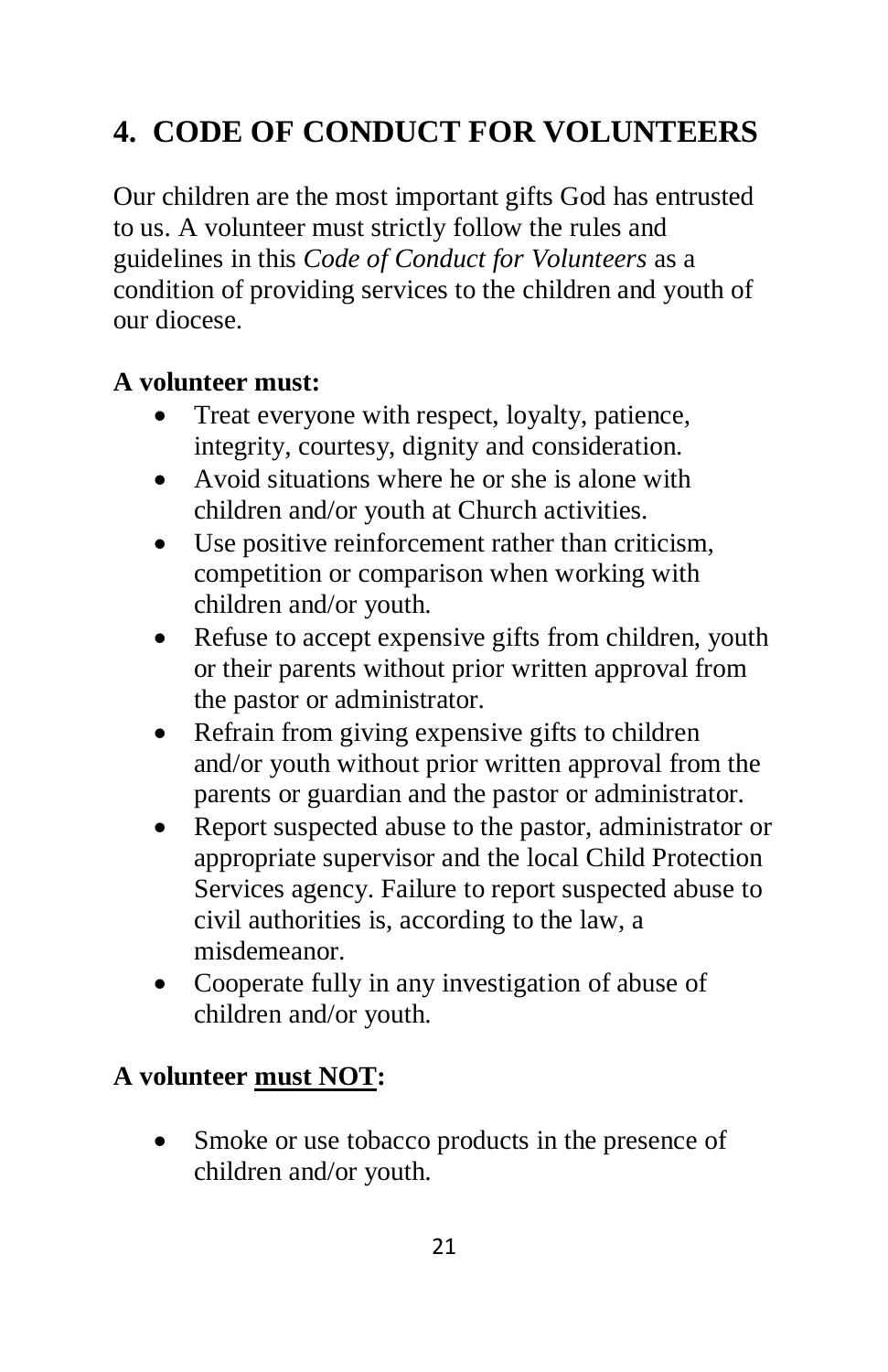# 4. CODE OF CONDUCT FOR VOLUNTEERS

Our children are the most important gifts God has entrusted to us. A volunteer must strictly follow the rules and guidelines in this *Code of Conduct for Volunteers* as a condition of providing services to the children and youth of our diocese.

**A volunteer must:**

- Treat everyone with respect, loyalty, patience, integrity, courtesy, dignity and consideration.
- Avoid situations where he or she is alone with children and/or youth at Church activities.
- Use positive reinforcement rather than criticism, competition or comparison when working with children and/or youth.
- Refuse to accept expensive gifts from children, youth or their parents without prior written approval from the pastor or administrator.
- Refrain from giving expensive gifts to children and/or youth without prior written approval from the parents or guardian and the pastor or administrator.
- Report suspected abuse to the pastor, administrator or appropriate supervisor and the local Child Protection Services agency. Failure to report suspected abuse to civil authorities is, according to the law, a misdemeanor.
- Cooperate fully in any investigation of abuse of children and/or youth.

**A volunteer <u>must NOT</u>:**

- Smoke or use tobacco products in the presence of children and/or youth.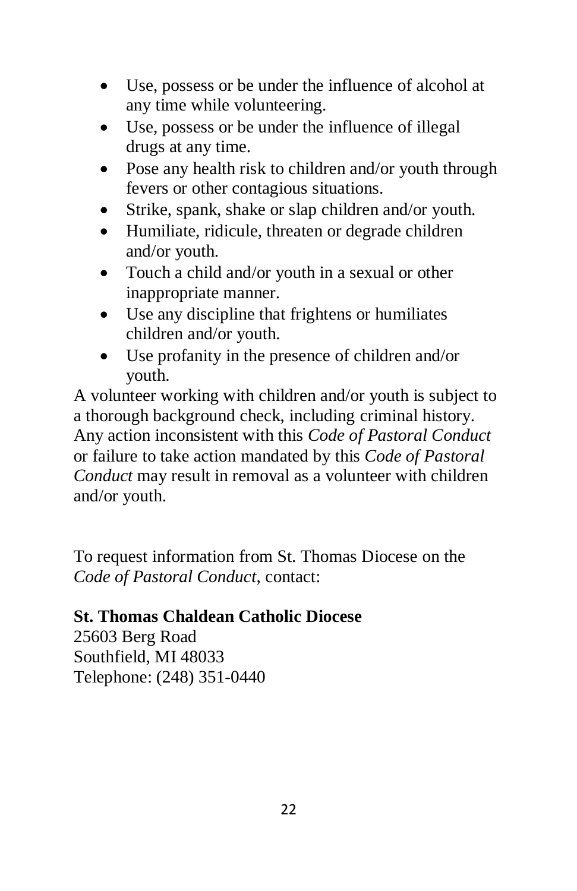- Use, possess or be under the influence of alcohol at any time while volunteering.
- Use, possess or be under the influence of illegal drugs at any time.
- Pose any health risk to children and/or youth through fevers or other contagious situations.
- Strike, spank, shake or slap children and/or youth.
- Humiliate, ridicule, threaten or degrade children and/or youth.
- Touch a child and/or youth in a sexual or other inappropriate manner.
- Use any discipline that frightens or humiliates children and/or youth.
- Use profanity in the presence of children and/or youth.

A volunteer working with children and/or youth is subject to a thorough background check, including criminal history. Any action inconsistent with this *Code of Pastoral Conduct* or failure to take action mandated by this *Code of Pastoral Conduct* may result in removal as a volunteer with children and/or youth.

To request information from St. Thomas Diocese on the *Code of Pastoral Conduct*, contact:

**St. Thomas Chaldean Catholic Diocese**
25603 Berg Road
Southfield, MI 48033
Telephone: (248) 351-0440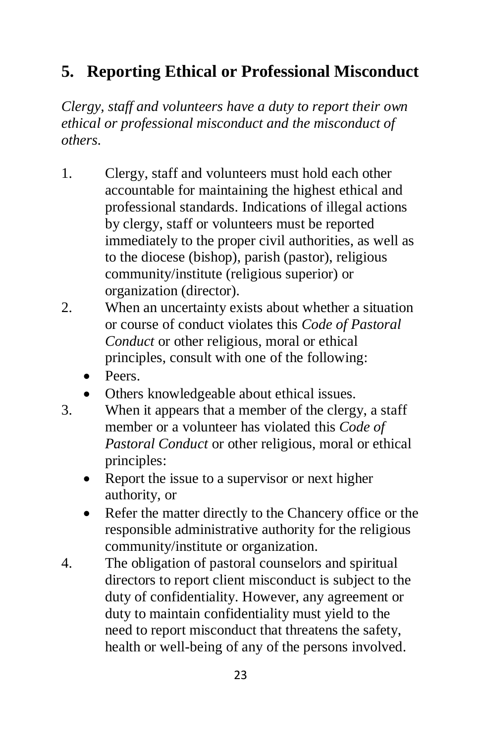## 5. Reporting Ethical or Professional Misconduct

*Clergy, staff and volunteers have a duty to report their own ethical or professional misconduct and the misconduct of others.*

1. Clergy, staff and volunteers must hold each other accountable for maintaining the highest ethical and professional standards. Indications of illegal actions by clergy, staff or volunteers must be reported immediately to the proper civil authorities, as well as to the diocese (bishop), parish (pastor), religious community/institute (religious superior) or organization (director).
2. When an uncertainty exists about whether a situation or course of conduct violates this *Code of Pastoral Conduct* or other religious, moral or ethical principles, consult with one of the following:
    - Peers.
    - Others knowledgeable about ethical issues.
3. When it appears that a member of the clergy, a staff member or a volunteer has violated this *Code of Pastoral Conduct* or other religious, moral or ethical principles:
    - Report the issue to a supervisor or next higher authority, or
    - Refer the matter directly to the Chancery office or the responsible administrative authority for the religious community/institute or organization.
4. The obligation of pastoral counselors and spiritual directors to report client misconduct is subject to the duty of confidentiality. However, any agreement or duty to maintain confidentiality must yield to the need to report misconduct that threatens the safety, health or well-being of any of the persons involved.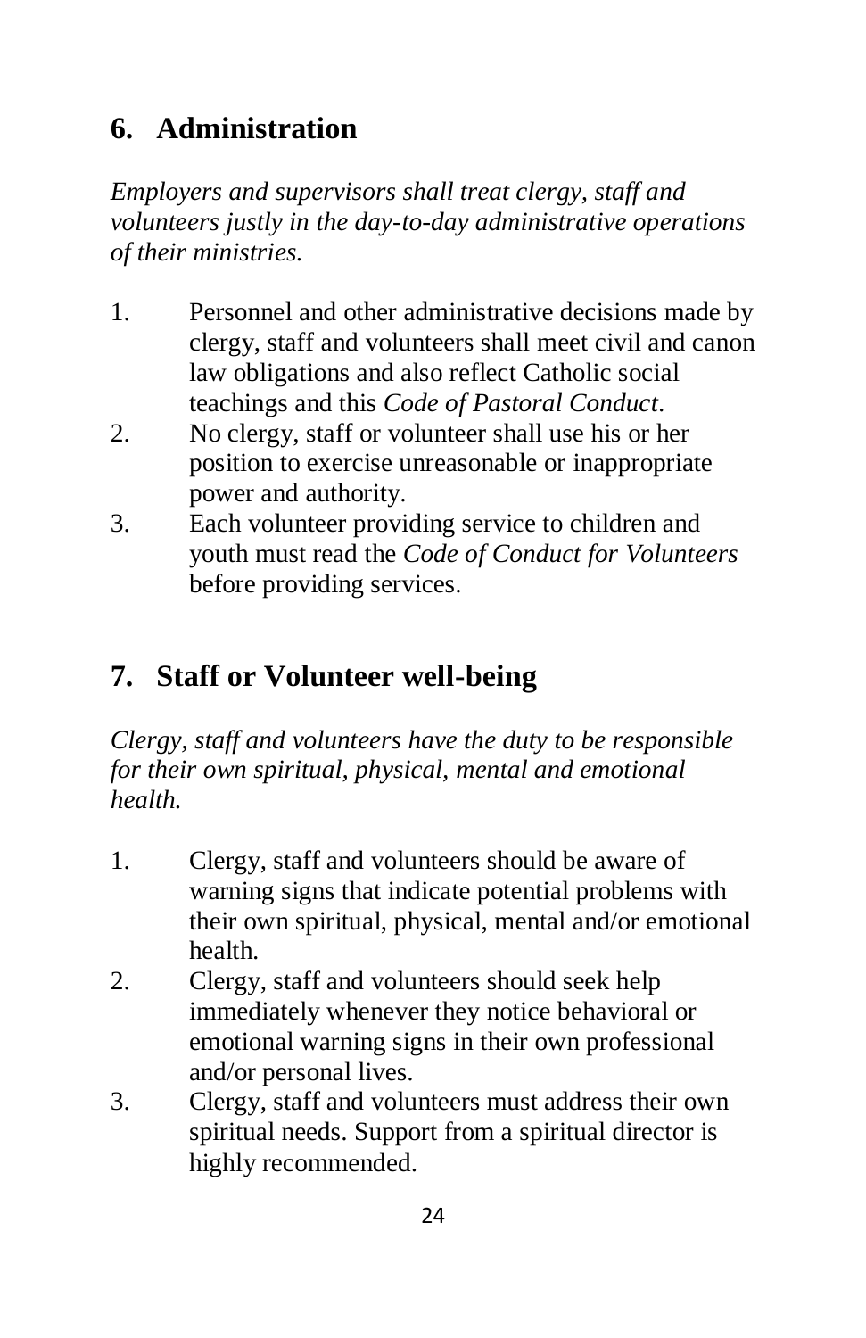## 6. Administration

*Employers and supervisors shall treat clergy, staff and volunteers justly in the day-to-day administrative operations of their ministries.*

1. Personnel and other administrative decisions made by clergy, staff and volunteers shall meet civil and canon law obligations and also reflect Catholic social teachings and this *Code of Pastoral Conduct*.
2. No clergy, staff or volunteer shall use his or her position to exercise unreasonable or inappropriate power and authority.
3. Each volunteer providing service to children and youth must read the *Code of Conduct for Volunteers* before providing services.

## 7. Staff or Volunteer well-being

*Clergy, staff and volunteers have the duty to be responsible for their own spiritual, physical, mental and emotional health.*

1. Clergy, staff and volunteers should be aware of warning signs that indicate potential problems with their own spiritual, physical, mental and/or emotional health.
2. Clergy, staff and volunteers should seek help immediately whenever they notice behavioral or emotional warning signs in their own professional and/or personal lives.
3. Clergy, staff and volunteers must address their own spiritual needs. Support from a spiritual director is highly recommended.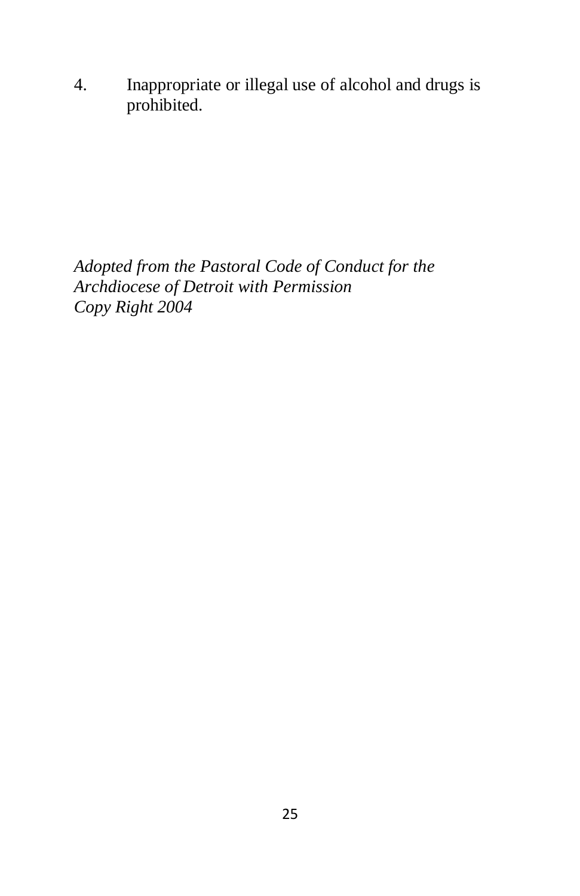4. Inappropriate or illegal use of alcohol and drugs is prohibited.

*Adopted from the Pastoral Code of Conduct for the Archdiocese of Detroit with Permission*
*Copy Right 2004*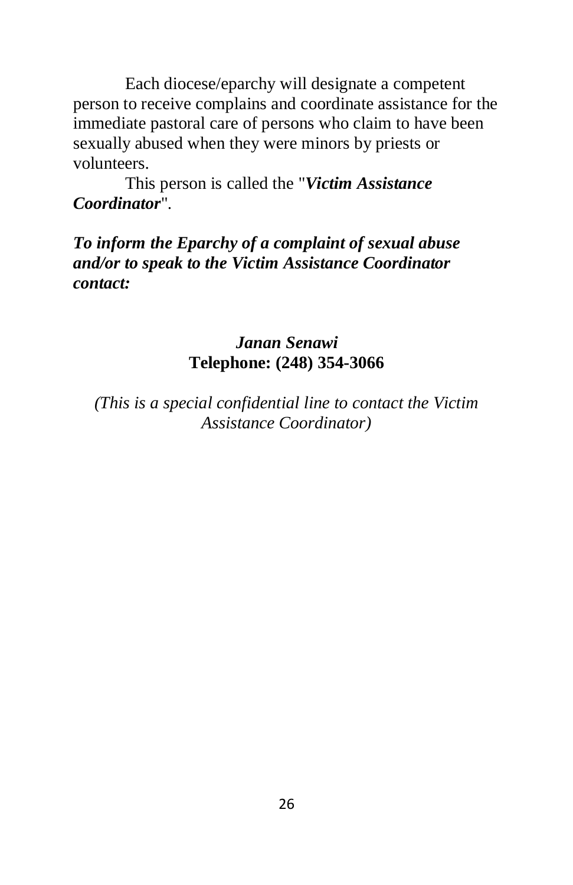Each diocese/eparchy will designate a competent person to receive complains and coordinate assistance for the immediate pastoral care of persons who claim to have been sexually abused when they were minors by priests or volunteers.

This person is called the "***Victim Assistance Coordinator***".

***To inform the Eparchy of a complaint of sexual abuse and/or to speak to the Victim Assistance Coordinator contact:***

***Janan Senawi***
**Telephone: (248) 354-3066**

*(This is a special confidential line to contact the Victim Assistance Coordinator)*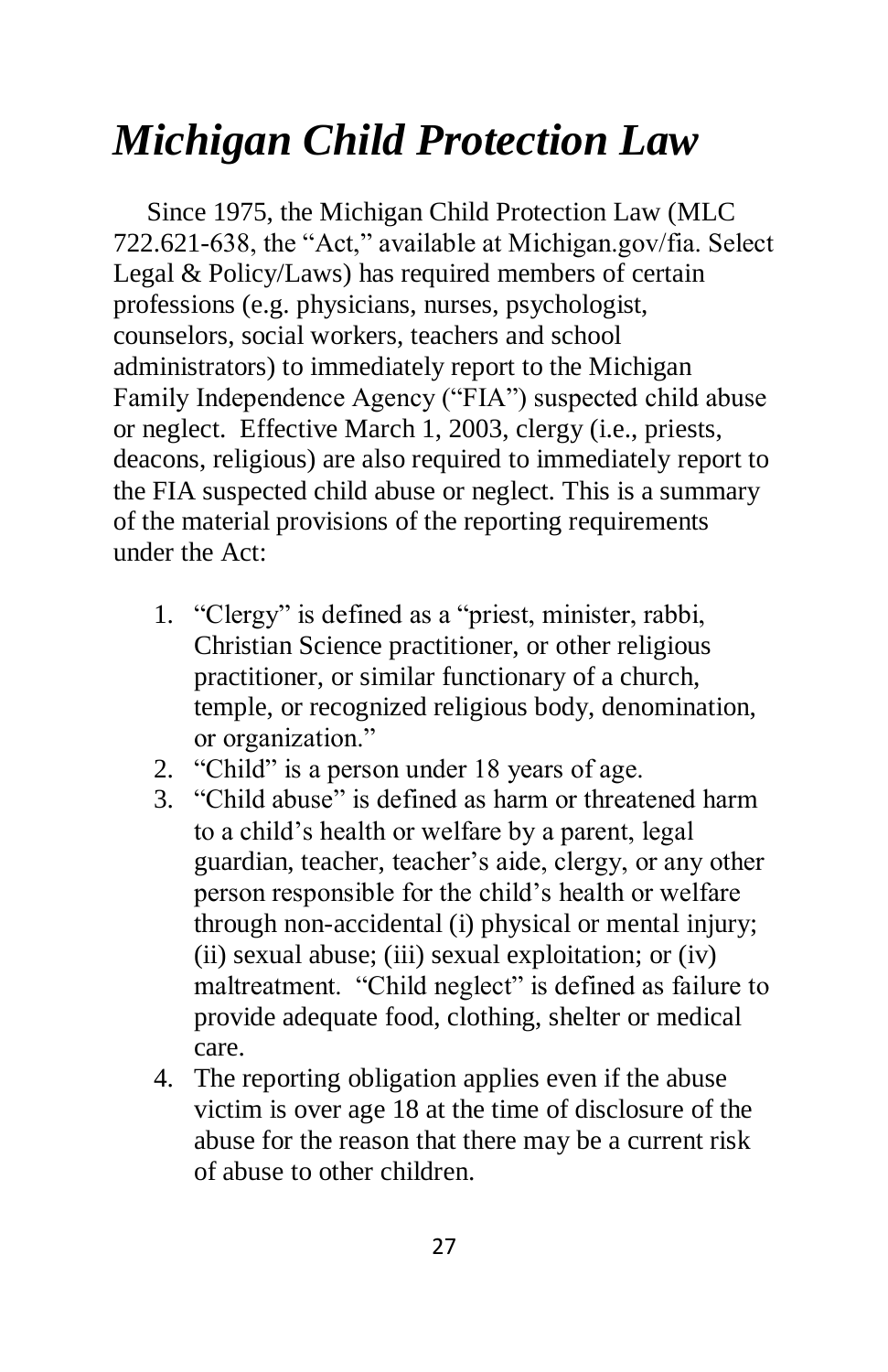# *Michigan Child Protection Law*

Since 1975, the Michigan Child Protection Law (MLC 722.621-638, the "Act," available at Michigan.gov/fia. Select Legal & Policy/Laws) has required members of certain professions (e.g. physicians, nurses, psychologist, counselors, social workers, teachers and school administrators) to immediately report to the Michigan Family Independence Agency ("FIA") suspected child abuse or neglect. Effective March 1, 2003, clergy (i.e., priests, deacons, religious) are also required to immediately report to the FIA suspected child abuse or neglect. This is a summary of the material provisions of the reporting requirements under the Act:

1. "Clergy" is defined as a "priest, minister, rabbi, Christian Science practitioner, or other religious practitioner, or similar functionary of a church, temple, or recognized religious body, denomination, or organization."
2. "Child" is a person under 18 years of age.
3. "Child abuse" is defined as harm or threatened harm to a child's health or welfare by a parent, legal guardian, teacher, teacher's aide, clergy, or any other person responsible for the child's health or welfare through non-accidental (i) physical or mental injury; (ii) sexual abuse; (iii) sexual exploitation; or (iv) maltreatment. "Child neglect" is defined as failure to provide adequate food, clothing, shelter or medical care.
4. The reporting obligation applies even if the abuse victim is over age 18 at the time of disclosure of the abuse for the reason that there may be a current risk of abuse to other children.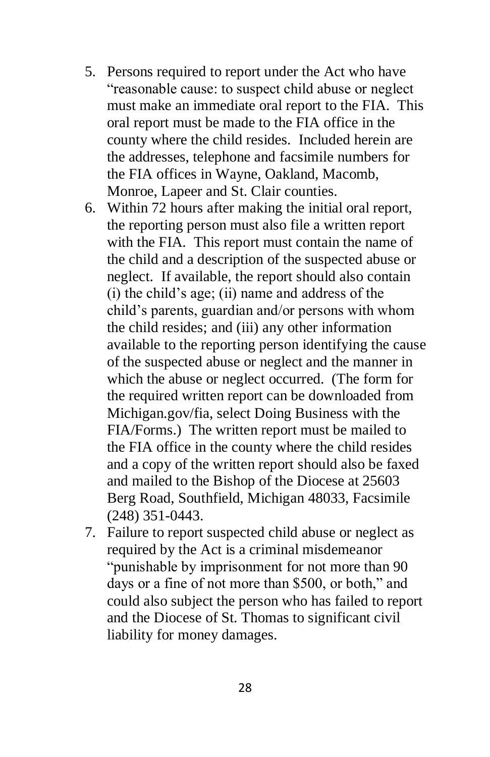5. Persons required to report under the Act who have "reasonable cause: to suspect child abuse or neglect must make an immediate oral report to the FIA. This oral report must be made to the FIA office in the county where the child resides. Included herein are the addresses, telephone and facsimile numbers for the FIA offices in Wayne, Oakland, Macomb, Monroe, Lapeer and St. Clair counties.
6. Within 72 hours after making the initial oral report, the reporting person must also file a written report with the FIA. This report must contain the name of the child and a description of the suspected abuse or neglect. If available, the report should also contain (i) the child's age; (ii) name and address of the child's parents, guardian and/or persons with whom the child resides; and (iii) any other information available to the reporting person identifying the cause of the suspected abuse or neglect and the manner in which the abuse or neglect occurred. (The form for the required written report can be downloaded from Michigan.gov/fia, select Doing Business with the FIA/Forms.) The written report must be mailed to the FIA office in the county where the child resides and a copy of the written report should also be faxed and mailed to the Bishop of the Diocese at 25603 Berg Road, Southfield, Michigan 48033, Facsimile (248) 351-0443.
7. Failure to report suspected child abuse or neglect as required by the Act is a criminal misdemeanor "punishable by imprisonment for not more than 90 days or a fine of not more than $500, or both," and could also subject the person who has failed to report and the Diocese of St. Thomas to significant civil liability for money damages.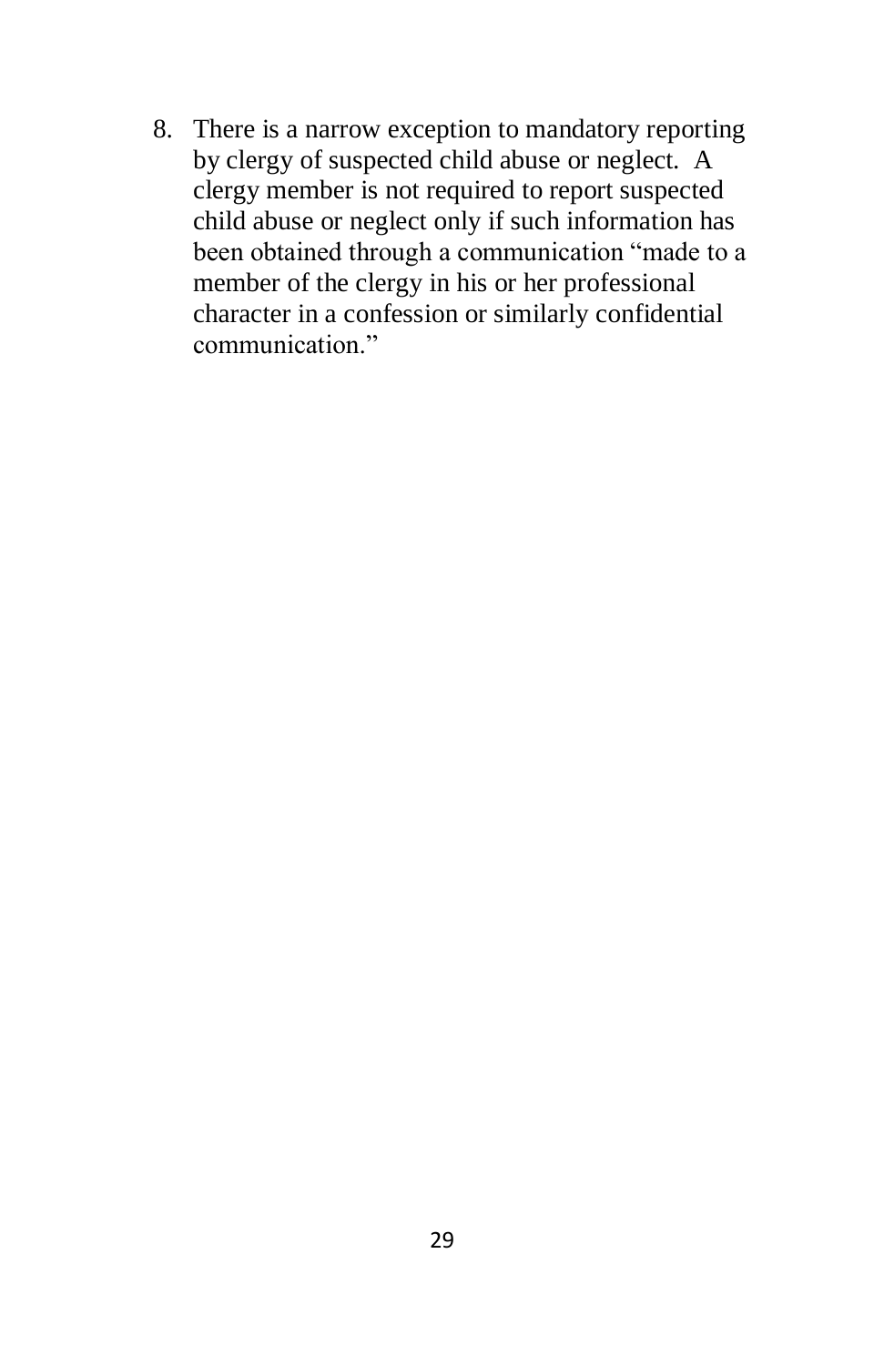8. There is a narrow exception to mandatory reporting by clergy of suspected child abuse or neglect. A clergy member is not required to report suspected child abuse or neglect only if such information has been obtained through a communication "made to a member of the clergy in his or her professional character in a confession or similarly confidential communication."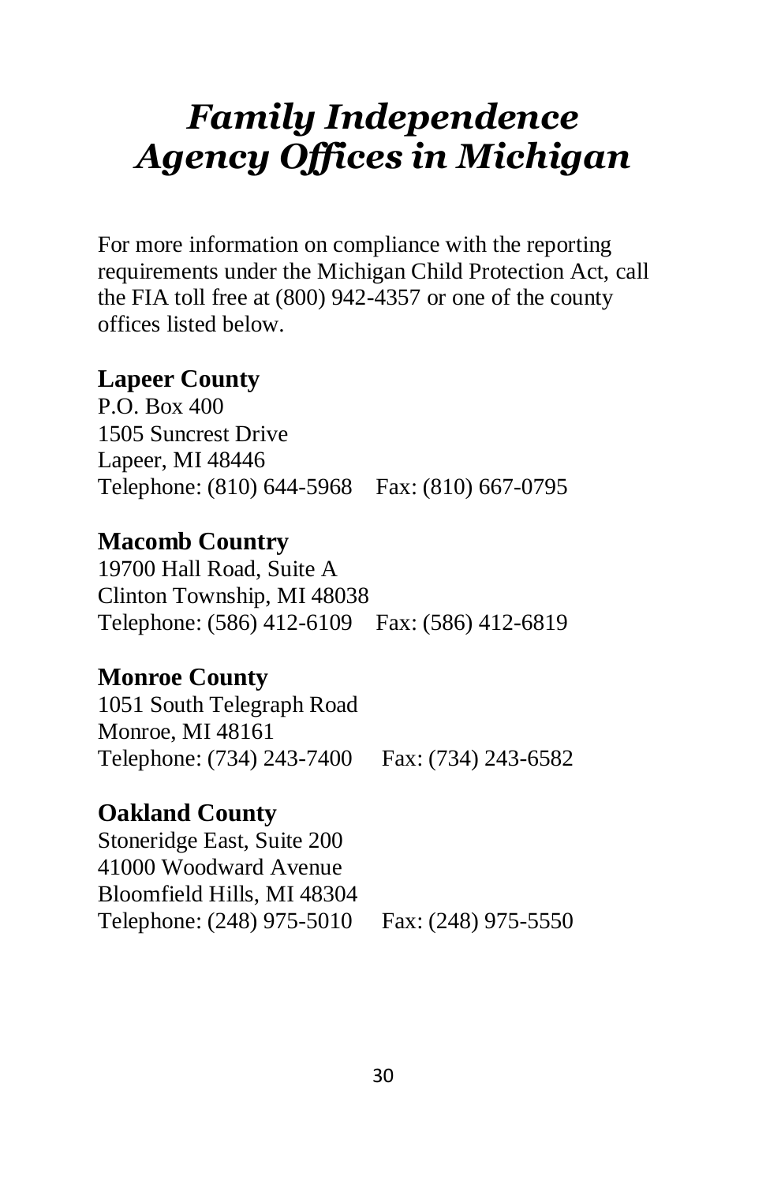# *Family Independence Agency Offices in Michigan*

For more information on compliance with the reporting requirements under the Michigan Child Protection Act, call the FIA toll free at (800) 942-4357 or one of the county offices listed below.

**Lapeer County**
P.O. Box 400
1505 Suncrest Drive
Lapeer, MI 48446
Telephone: (810) 644-5968    Fax: (810) 667-0795

**Macomb Country**
19700 Hall Road, Suite A
Clinton Township, MI 48038
Telephone: (586) 412-6109    Fax: (586) 412-6819

**Monroe County**
1051 South Telegraph Road
Monroe, MI 48161
Telephone: (734) 243-7400    Fax: (734) 243-6582

**Oakland County**
Stoneridge East, Suite 200
41000 Woodward Avenue
Bloomfield Hills, MI 48304
Telephone: (248) 975-5010    Fax: (248) 975-5550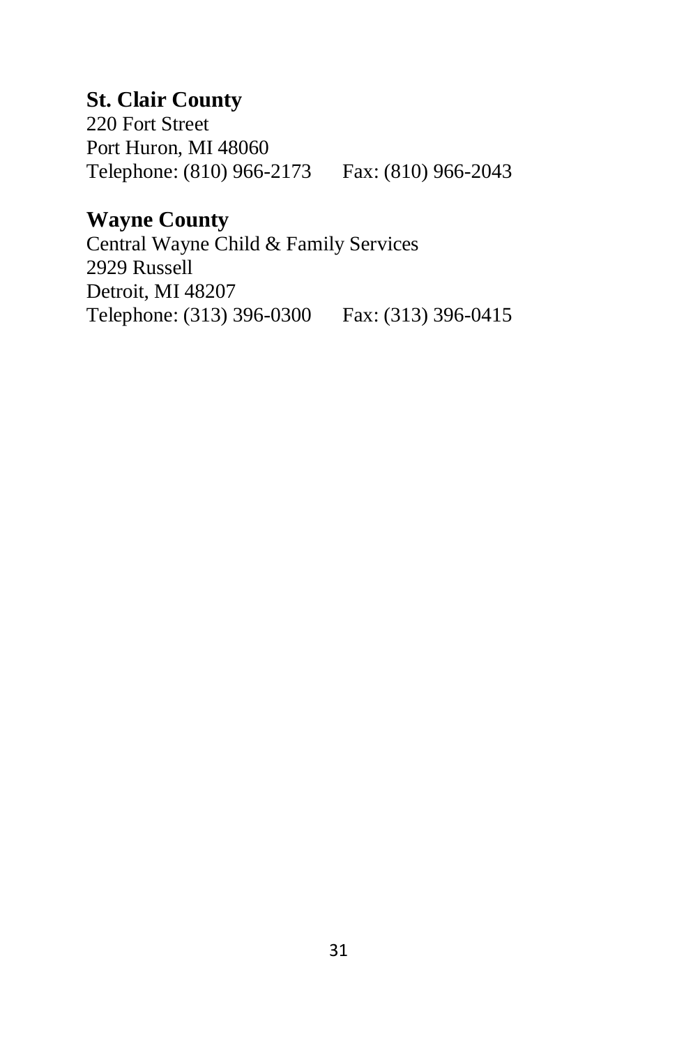**St. Clair County**
220 Fort Street
Port Huron, MI 48060
Telephone: (810) 966-2173 Fax: (810) 966-2043

**Wayne County**
Central Wayne Child & Family Services
2929 Russell
Detroit, MI 48207
Telephone: (313) 396-0300 Fax: (313) 396-0415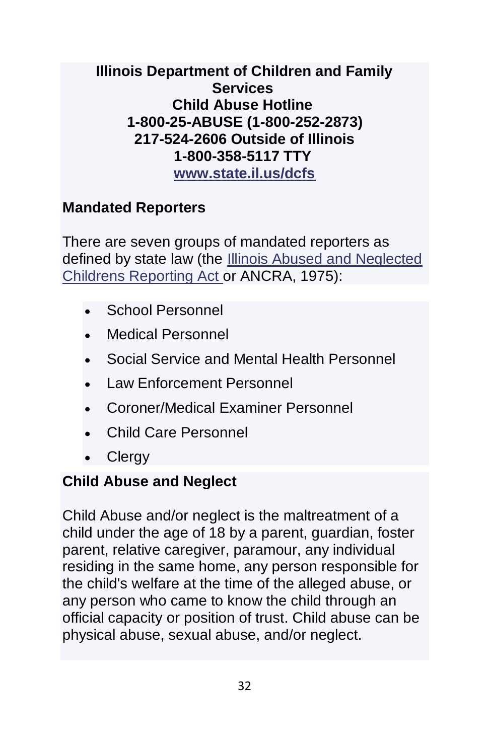**Illinois Department of Children and Family Services**
**Child Abuse Hotline**
**1-800-25-ABUSE (1-800-252-2873)**
**217-524-2606 Outside of Illinois**
**1-800-358-5117 TTY**
**[www.state.il.us/dcfs](http://www.state.il.us/dcfs)**

## Mandated Reporters

There are seven groups of mandated reporters as defined by state law (the Illinois Abused and Neglected Childrens Reporting Act or ANCRA, 1975):

- School Personnel
- Medical Personnel
- Social Service and Mental Health Personnel
- Law Enforcement Personnel
- Coroner/Medical Examiner Personnel
- Child Care Personnel
- Clergy

## Child Abuse and Neglect

Child Abuse and/or neglect is the maltreatment of a child under the age of 18 by a parent, guardian, foster parent, relative caregiver, paramour, any individual residing in the same home, any person responsible for the child's welfare at the time of the alleged abuse, or any person who came to know the child through an official capacity or position of trust. Child abuse can be physical abuse, sexual abuse, and/or neglect.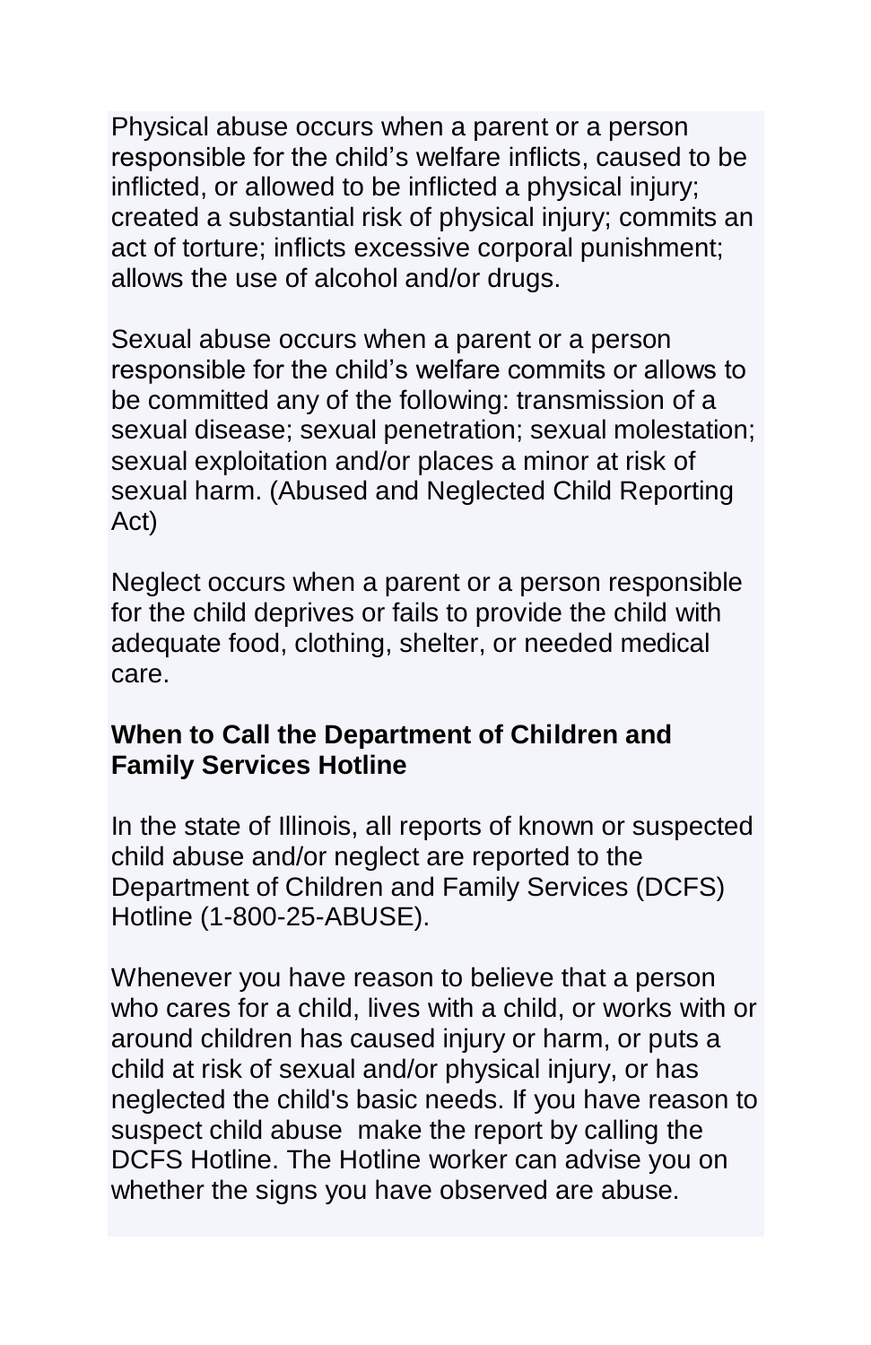Physical abuse occurs when a parent or a person responsible for the child's welfare inflicts, caused to be inflicted, or allowed to be inflicted a physical injury; created a substantial risk of physical injury; commits an act of torture; inflicts excessive corporal punishment; allows the use of alcohol and/or drugs.

Sexual abuse occurs when a parent or a person responsible for the child's welfare commits or allows to be committed any of the following: transmission of a sexual disease; sexual penetration; sexual molestation; sexual exploitation and/or places a minor at risk of sexual harm. (Abused and Neglected Child Reporting Act)

Neglect occurs when a parent or a person responsible for the child deprives or fails to provide the child with adequate food, clothing, shelter, or needed medical care.

**When to Call the Department of Children and Family Services Hotline**

In the state of Illinois, all reports of known or suspected child abuse and/or neglect are reported to the Department of Children and Family Services (DCFS) Hotline (1-800-25-ABUSE).

Whenever you have reason to believe that a person who cares for a child, lives with a child, or works with or around children has caused injury or harm, or puts a child at risk of sexual and/or physical injury, or has neglected the child's basic needs. If you have reason to suspect child abuse  make the report by calling the DCFS Hotline. The Hotline worker can advise you on whether the signs you have observed are abuse.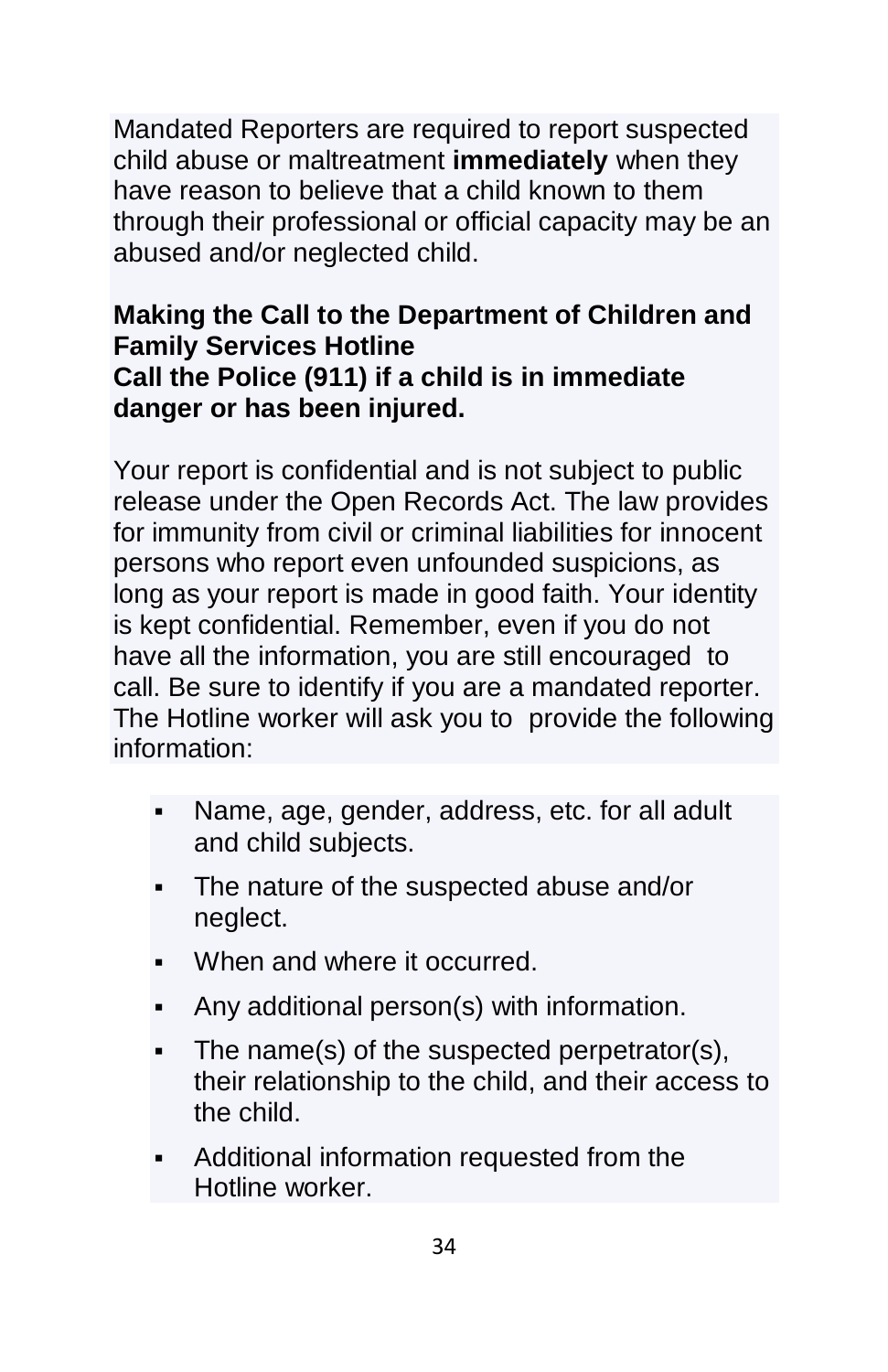Mandated Reporters are required to report suspected child abuse or maltreatment **immediately** when they have reason to believe that a child known to them through their professional or official capacity may be an abused and/or neglected child.

**Making the Call to the Department of Children and Family Services Hotline**
**Call the Police (911) if a child is in immediate danger or has been injured.**

Your report is confidential and is not subject to public release under the Open Records Act. The law provides for immunity from civil or criminal liabilities for innocent persons who report even unfounded suspicions, as long as your report is made in good faith. Your identity is kept confidential. Remember, even if you do not have all the information, you are still encouraged to call. Be sure to identify if you are a mandated reporter. The Hotline worker will ask you to provide the following information:

- Name, age, gender, address, etc. for all adult and child subjects.
- The nature of the suspected abuse and/or neglect.
- When and where it occurred.
- Any additional person(s) with information.
- The name(s) of the suspected perpetrator(s), their relationship to the child, and their access to the child.
- Additional information requested from the Hotline worker.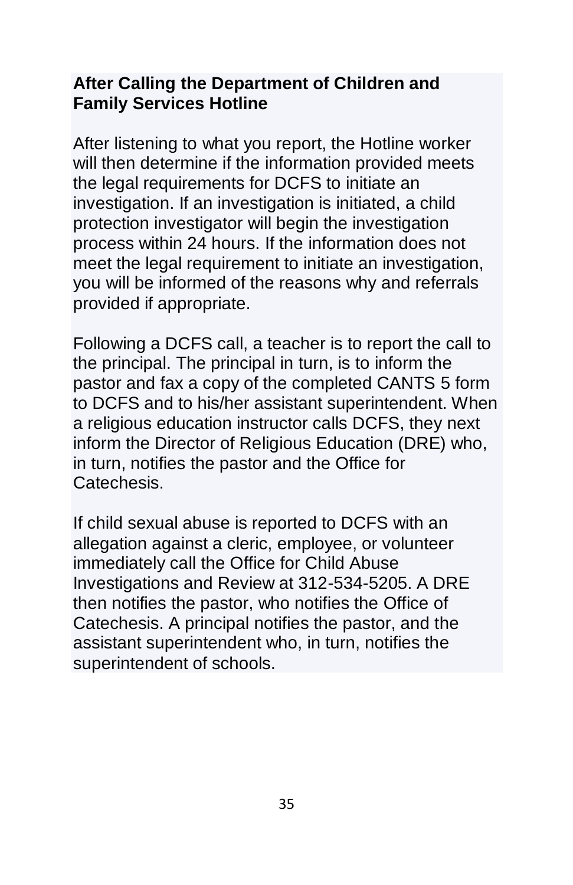## After Calling the Department of Children and Family Services Hotline

After listening to what you report, the Hotline worker will then determine if the information provided meets the legal requirements for DCFS to initiate an investigation. If an investigation is initiated, a child protection investigator will begin the investigation process within 24 hours. If the information does not meet the legal requirement to initiate an investigation, you will be informed of the reasons why and referrals provided if appropriate.

Following a DCFS call, a teacher is to report the call to the principal. The principal in turn, is to inform the pastor and fax a copy of the completed CANTS 5 form to DCFS and to his/her assistant superintendent. When a religious education instructor calls DCFS, they next inform the Director of Religious Education (DRE) who, in turn, notifies the pastor and the Office for Catechesis.

If child sexual abuse is reported to DCFS with an allegation against a cleric, employee, or volunteer immediately call the Office for Child Abuse Investigations and Review at 312-534-5205. A DRE then notifies the pastor, who notifies the Office of Catechesis. A principal notifies the pastor, and the assistant superintendent who, in turn, notifies the superintendent of schools.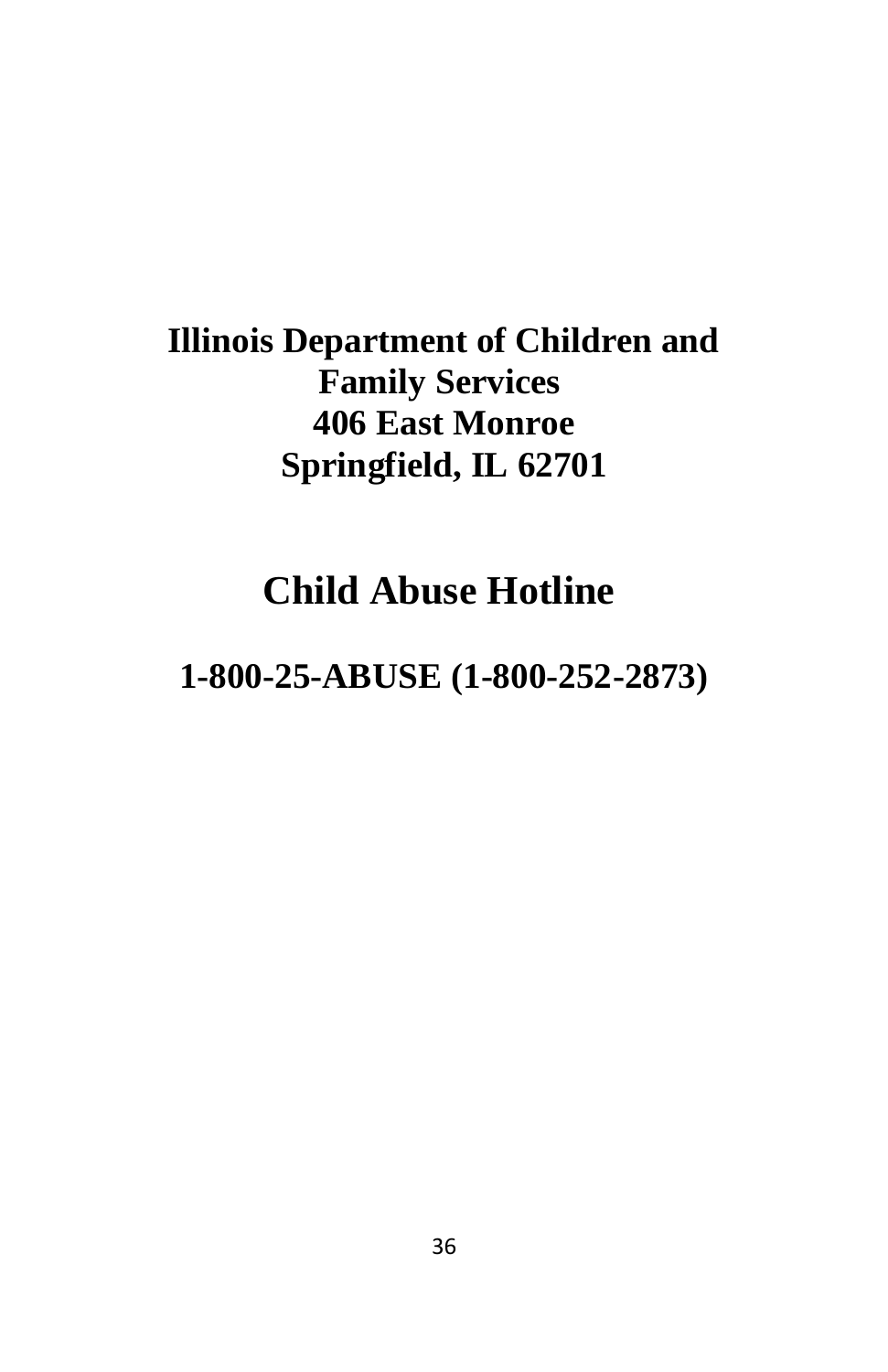**Illinois Department of Children and Family Services**
**406 East Monroe**
**Springfield, IL 62701**

# Child Abuse Hotline

## 1-800-25-ABUSE (1-800-252-2873)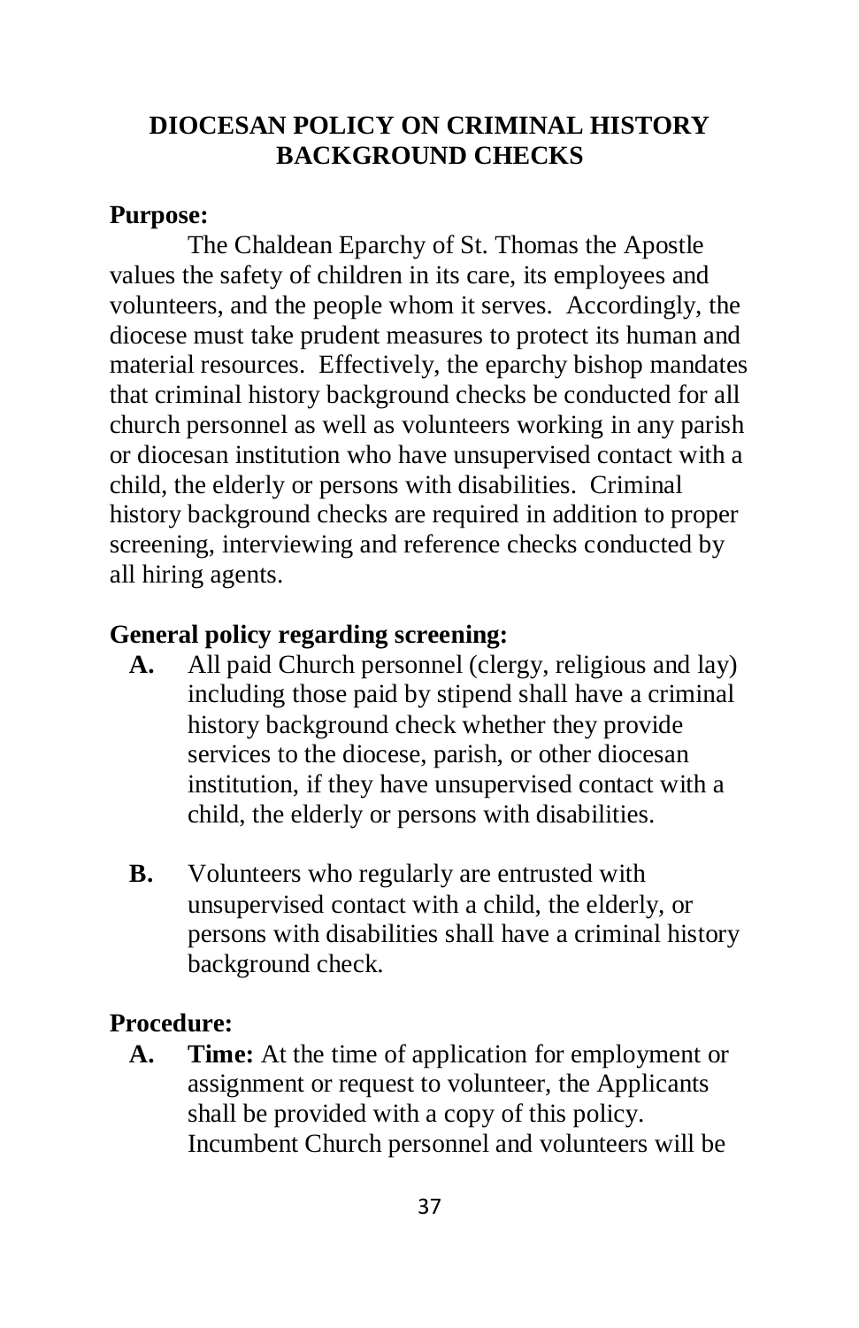## DIOCESAN POLICY ON CRIMINAL HISTORY BACKGROUND CHECKS

**Purpose:**

The Chaldean Eparchy of St. Thomas the Apostle values the safety of children in its care, its employees and volunteers, and the people whom it serves. Accordingly, the diocese must take prudent measures to protect its human and material resources. Effectively, the eparchy bishop mandates that criminal history background checks be conducted for all church personnel as well as volunteers working in any parish or diocesan institution who have unsupervised contact with a child, the elderly or persons with disabilities. Criminal history background checks are required in addition to proper screening, interviewing and reference checks conducted by all hiring agents.

**General policy regarding screening:**

- **A.** All paid Church personnel (clergy, religious and lay) including those paid by stipend shall have a criminal history background check whether they provide services to the diocese, parish, or other diocesan institution, if they have unsupervised contact with a child, the elderly or persons with disabilities.

- **B.** Volunteers who regularly are entrusted with unsupervised contact with a child, the elderly, or persons with disabilities shall have a criminal history background check.

**Procedure:**

- **A.** **Time:** At the time of application for employment or assignment or request to volunteer, the Applicants shall be provided with a copy of this policy. Incumbent Church personnel and volunteers will be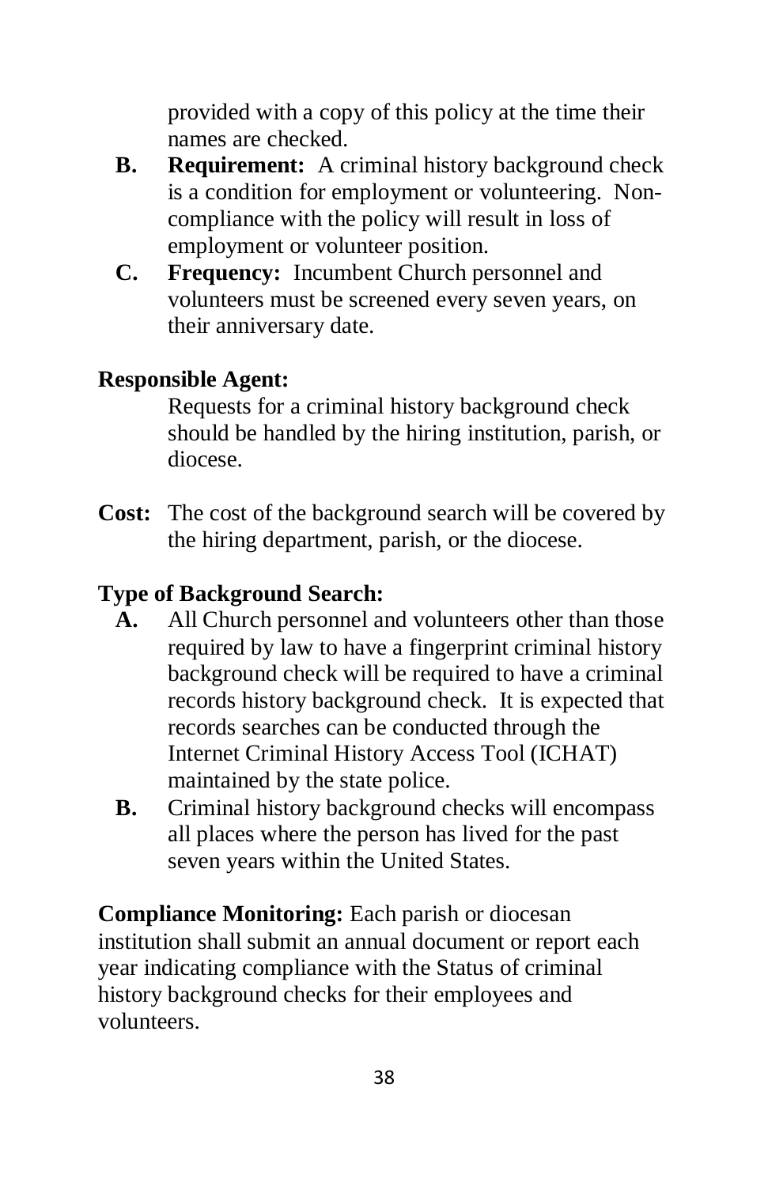provided with a copy of this policy at the time their names are checked.

**B. Requirement:** A criminal history background check is a condition for employment or volunteering. Non-compliance with the policy will result in loss of employment or volunteer position.

**C. Frequency:** Incumbent Church personnel and volunteers must be screened every seven years, on their anniversary date.

**Responsible Agent:**

Requests for a criminal history background check should be handled by the hiring institution, parish, or diocese.

**Cost:** The cost of the background search will be covered by the hiring department, parish, or the diocese.

**Type of Background Search:**

**A.** All Church personnel and volunteers other than those required by law to have a fingerprint criminal history background check will be required to have a criminal records history background check. It is expected that records searches can be conducted through the Internet Criminal History Access Tool (ICHAT) maintained by the state police.

**B.** Criminal history background checks will encompass all places where the person has lived for the past seven years within the United States.

**Compliance Monitoring:** Each parish or diocesan institution shall submit an annual document or report each year indicating compliance with the Status of criminal history background checks for their employees and volunteers.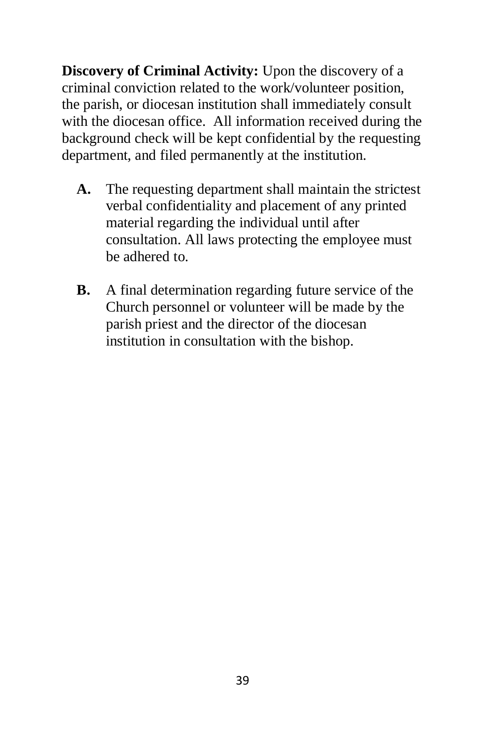**Discovery of Criminal Activity:** Upon the discovery of a criminal conviction related to the work/volunteer position, the parish, or diocesan institution shall immediately consult with the diocesan office. All information received during the background check will be kept confidential by the requesting department, and filed permanently at the institution.

**A.** The requesting department shall maintain the strictest verbal confidentiality and placement of any printed material regarding the individual until after consultation. All laws protecting the employee must be adhered to.

**B.** A final determination regarding future service of the Church personnel or volunteer will be made by the parish priest and the director of the diocesan institution in consultation with the bishop.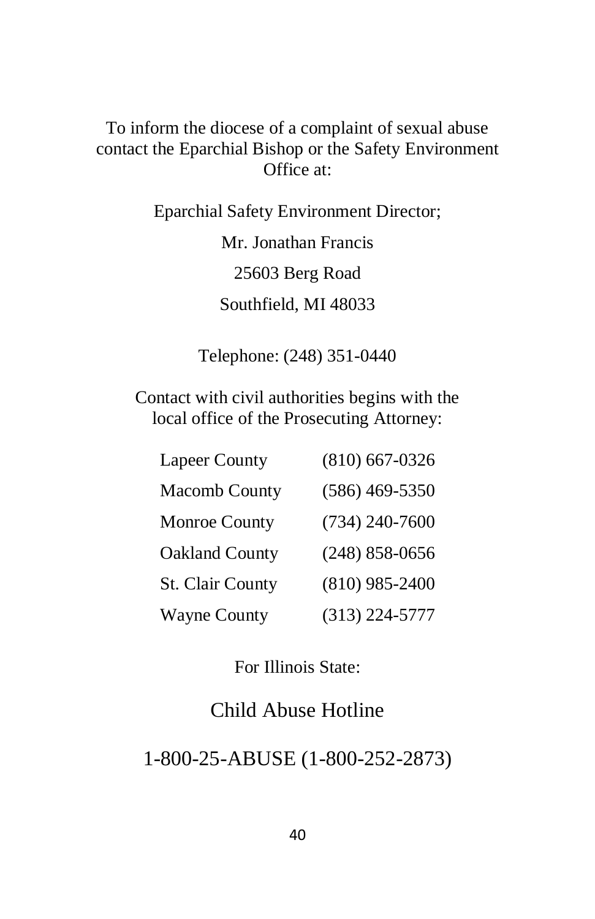To inform the diocese of a complaint of sexual abuse contact the Eparchial Bishop or the Safety Environment Office at:

Eparchial Safety Environment Director;

Mr. Jonathan Francis

25603 Berg Road

Southfield, MI 48033

Telephone: (248) 351-0440

Contact with civil authorities begins with the local office of the Prosecuting Attorney:

| | |
|---|---|
| Lapeer County | (810) 667-0326 |
| Macomb County | (586) 469-5350 |
| Monroe County | (734) 240-7600 |
| Oakland County | (248) 858-0656 |
| St. Clair County | (810) 985-2400 |
| Wayne County | (313) 224-5777 |

For Illinois State:

Child Abuse Hotline

1-800-25-ABUSE (1-800-252-2873)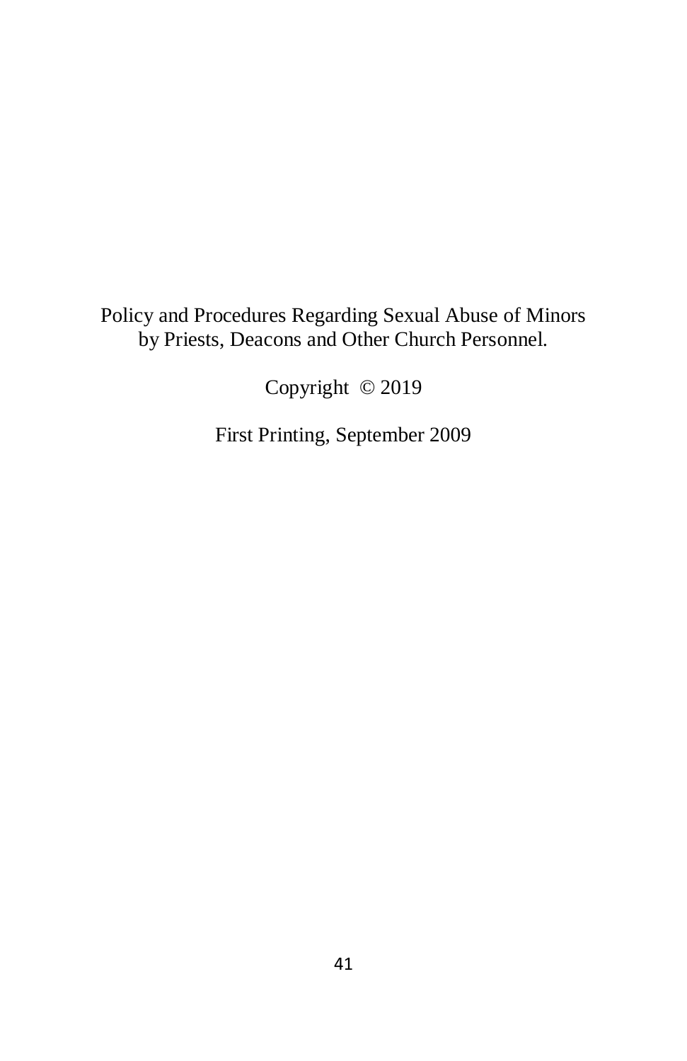Policy and Procedures Regarding Sexual Abuse of Minors by Priests, Deacons and Other Church Personnel.

Copyright © 2019

First Printing, September 2009